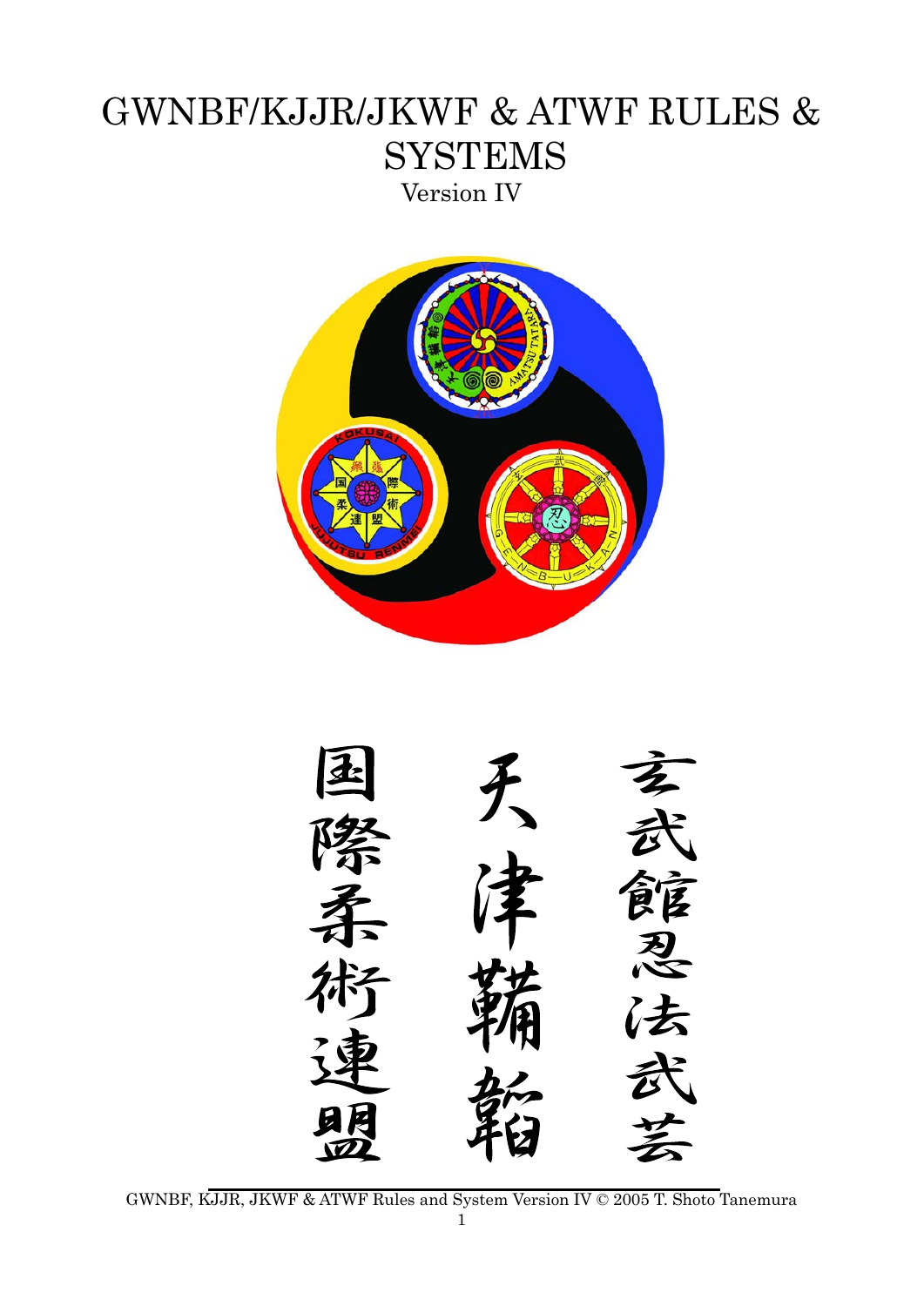# GWNBF/KJJR/JKWF & ATWF RULES & SYSTEMS

Version IV

玄武館忍法武芸

天津鞴韜

国際柔術連盟

GWNBF, KJJR, JKWF & ATWF Rules and System Version IV © 2005 T. Shoto Tanemura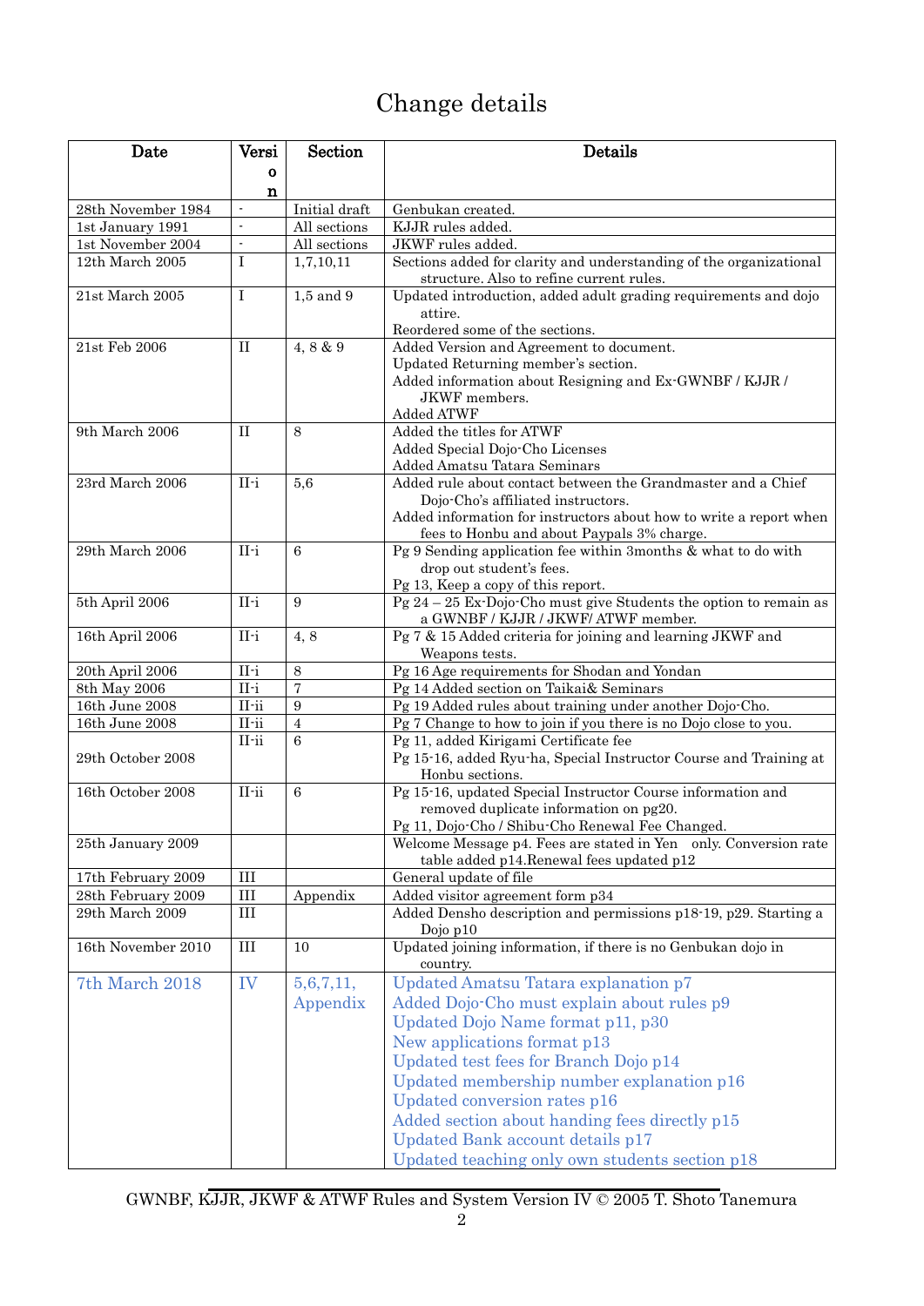# Change details

| Date | Version | Section | Details |
|---|---|---|---|
| 28th November 1984 | - | Initial draft | Genbukan created. |
| 1st January 1991 | - | All sections | KJJR rules added. |
| 1st November 2004 | - | All sections | JKWF rules added. |
| 12th March 2005 | I | 1,7,10,11 | Sections added for clarity and understanding of the organizational structure. Also to refine current rules. |
| 21st March 2005 | I | 1,5 and 9 | Updated introduction, added adult grading requirements and dojo attire.<br>Reordered some of the sections. |
| 21st Feb 2006 | II | 4, 8 & 9 | Added Version and Agreement to document.<br>Updated Returning member's section.<br>Added information about Resigning and Ex-GWNBF / KJJR / JKWF members.<br>Added ATWF |
| 9th March 2006 | II | 8 | Added the titles for ATWF<br>Added Special Dojo-Cho Licenses<br>Added Amatsu Tatara Seminars |
| 23rd March 2006 | II-i | 5,6 | Added rule about contact between the Grandmaster and a Chief Dojo-Cho's affiliated instructors.<br>Added information for instructors about how to write a report when fees to Honbu and about Paypals 3% charge. |
| 29th March 2006 | II-i | 6 | Pg 9 Sending application fee within 3months & what to do with drop out student's fees.<br>Pg 13, Keep a copy of this report. |
| 5th April 2006 | II-i | 9 | Pg 24 – 25 Ex-Dojo-Cho must give Students the option to remain as a GWNBF / KJJR / JKWF/ ATWF member. |
| 16th April 2006 | II-i | 4, 8 | Pg 7 & 15 Added criteria for joining and learning JKWF and Weapons tests. |
| 20th April 2006 | II-i | 8 | Pg 16 Age requirements for Shodan and Yondan |
| 8th May 2006 | II-i | 7 | Pg 14 Added section on Taikai& Seminars |
| 16th June 2008 | II-ii | 9 | Pg 19 Added rules about training under another Dojo-Cho. |
| 16th June 2008 | II-ii | 4 | Pg 7 Change to how to join if you there is no Dojo close to you. |
| 29th October 2008 | II-ii | 6 | Pg 11, added Kirigami Certificate fee<br>Pg 15-16, added Ryu-ha, Special Instructor Course and Training at Honbu sections. |
| 16th October 2008 | II-ii | 6 | Pg 15-16, updated Special Instructor Course information and removed duplicate information on pg20.<br>Pg 11, Dojo-Cho / Shibu-Cho Renewal Fee Changed. |
| 25th January 2009 | | | Welcome Message p4. Fees are stated in Yen only. Conversion rate table added p14.Renewal fees updated p12 |
| 17th February 2009 | III | | General update of file |
| 28th February 2009 | III | Appendix | Added visitor agreement form p34 |
| 29th March 2009 | III | | Added Densho description and permissions p18-19, p29. Starting a Dojo p10 |
| 16th November 2010 | III | 10 | Updated joining information, if there is no Genbukan dojo in country. |
| 7th March 2018 | IV | 5,6,7,11, Appendix | Updated Amatsu Tatara explanation p7<br>Added Dojo-Cho must explain about rules p9<br>Updated Dojo Name format p11, p30<br>New applications format p13<br>Updated test fees for Branch Dojo p14<br>Updated membership number explanation p16<br>Updated conversion rates p16<br>Added section about handing fees directly p15<br>Updated Bank account details p17<br>Updated teaching only own students section p18 |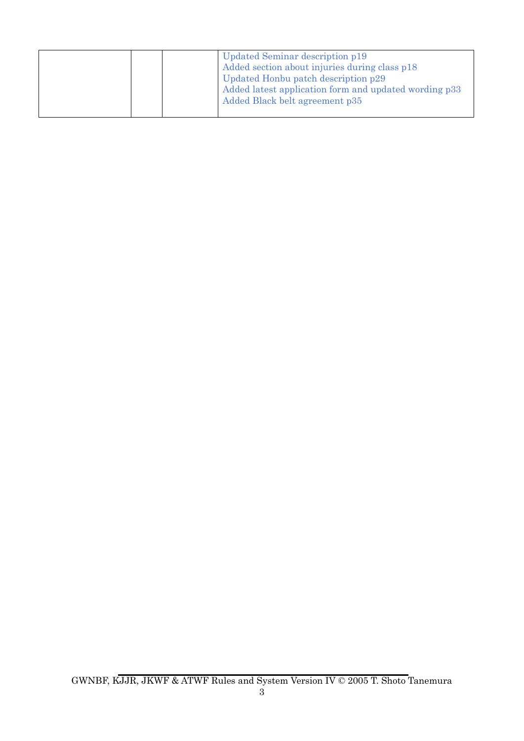|  |  |  | Updated Seminar description p19<br>Added section about injuries during class p18<br>Updated Honbu patch description p29<br>Added latest application form and updated wording p33<br>Added Black belt agreement p35 |
|---|---|---|---|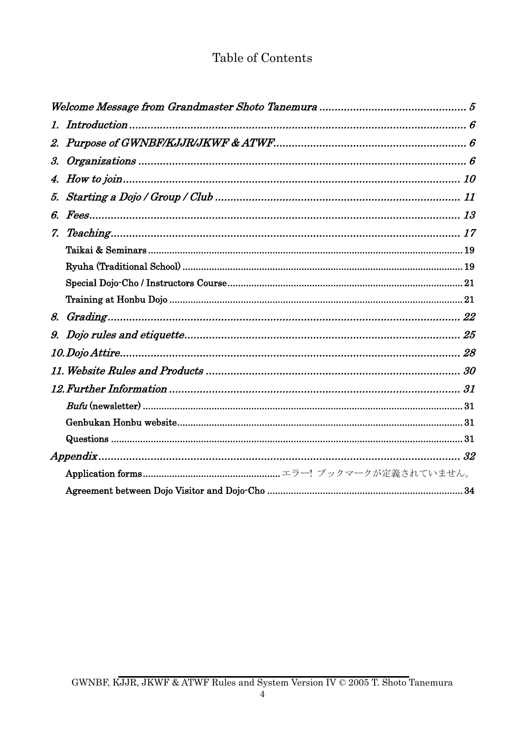# Table of Contents

*Welcome Message from Grandmaster Shoto Tanemura* ..... *5*

1. *Introduction* ..... *6*
2. *Purpose of GWNBF/KJJR/JKWF & ATWF* ..... *6*
3. *Organizations* ..... *6*
4. *How to join* ..... *10*
5. *Starting a Dojo / Group / Club* ..... *11*
6. *Fees* ..... *13*
7. *Teaching* ..... *17*
   - Taikai & Seminars ..... 19
   - Ryuha (Traditional School) ..... 19
   - Special Dojo-Cho / Instructors Course ..... 21
   - Training at Honbu Dojo ..... 21
8. *Grading* ..... *22*
9. *Dojo rules and etiquette* ..... *25*
10. *Dojo Attire* ..... *28*
11. *Website Rules and Products* ..... *30*
12. *Further Information* ..... *31*
    - *Bufu* (newsletter) ..... 31
    - Genbukan Honbu website ..... 31
    - Questions ..... 31

*Appendix* ..... *32*

- Application forms ..... エラー! ブックマークが定義されていません。
- Agreement between Dojo Visitor and Dojo-Cho ..... 34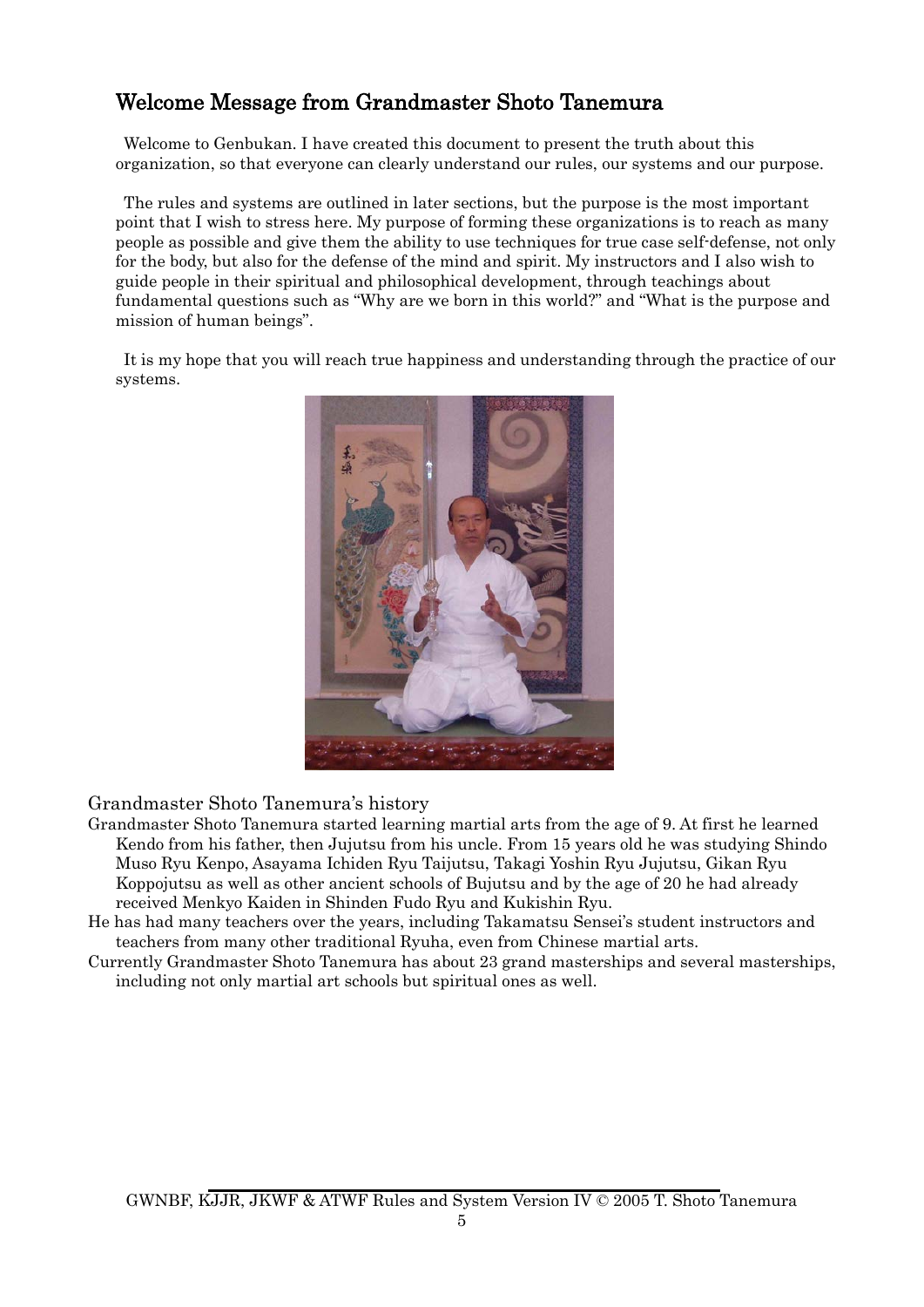## Welcome Message from Grandmaster Shoto Tanemura

Welcome to Genbukan. I have created this document to present the truth about this organization, so that everyone can clearly understand our rules, our systems and our purpose.

The rules and systems are outlined in later sections, but the purpose is the most important point that I wish to stress here. My purpose of forming these organizations is to reach as many people as possible and give them the ability to use techniques for true case self-defense, not only for the body, but also for the defense of the mind and spirit. My instructors and I also wish to guide people in their spiritual and philosophical development, through teachings about fundamental questions such as "Why are we born in this world?" and "What is the purpose and mission of human beings".

It is my hope that you will reach true happiness and understanding through the practice of our systems.

### Grandmaster Shoto Tanemura's history

Grandmaster Shoto Tanemura started learning martial arts from the age of 9. At first he learned Kendo from his father, then Jujutsu from his uncle. From 15 years old he was studying Shindo Muso Ryu Kenpo, Asayama Ichiden Ryu Taijutsu, Takagi Yoshin Ryu Jujutsu, Gikan Ryu Koppojutsu as well as other ancient schools of Bujutsu and by the age of 20 he had already received Menkyo Kaiden in Shinden Fudo Ryu and Kukishin Ryu.

He has had many teachers over the years, including Takamatsu Sensei's student instructors and teachers from many other traditional Ryuha, even from Chinese martial arts.

Currently Grandmaster Shoto Tanemura has about 23 grand masterships and several masterships, including not only martial art schools but spiritual ones as well.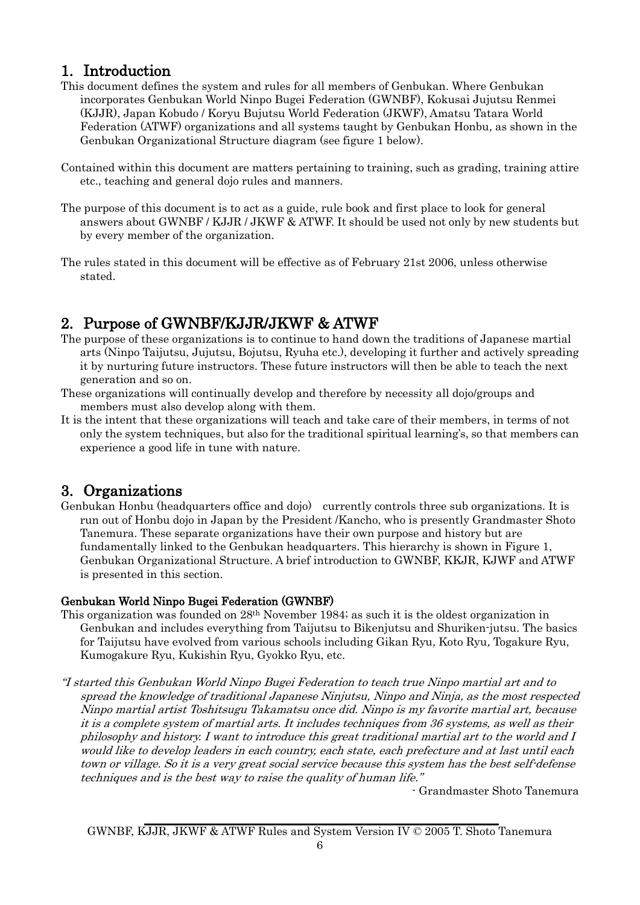## 1. Introduction

This document defines the system and rules for all members of Genbukan. Where Genbukan incorporates Genbukan World Ninpo Bugei Federation (GWNBF), Kokusai Jujutsu Renmei (KJJR), Japan Kobudo / Koryu Bujutsu World Federation (JKWF), Amatsu Tatara World Federation (ATWF) organizations and all systems taught by Genbukan Honbu, as shown in the Genbukan Organizational Structure diagram (see figure 1 below).

Contained within this document are matters pertaining to training, such as grading, training attire etc., teaching and general dojo rules and manners.

The purpose of this document is to act as a guide, rule book and first place to look for general answers about GWNBF / KJJR / JKWF & ATWF. It should be used not only by new students but by every member of the organization.

The rules stated in this document will be effective as of February 21st 2006, unless otherwise stated.

## 2. Purpose of GWNBF/KJJR/JKWF & ATWF

The purpose of these organizations is to continue to hand down the traditions of Japanese martial arts (Ninpo Taijutsu, Jujutsu, Bojutsu, Ryuha etc.), developing it further and actively spreading it by nurturing future instructors. These future instructors will then be able to teach the next generation and so on.

These organizations will continually develop and therefore by necessity all dojo/groups and members must also develop along with them.

It is the intent that these organizations will teach and take care of their members, in terms of not only the system techniques, but also for the traditional spiritual learning's, so that members can experience a good life in tune with nature.

## 3. Organizations

Genbukan Honbu (headquarters office and dojo) currently controls three sub organizations. It is run out of Honbu dojo in Japan by the President /Kancho, who is presently Grandmaster Shoto Tanemura. These separate organizations have their own purpose and history but are fundamentally linked to the Genbukan headquarters. This hierarchy is shown in Figure 1, Genbukan Organizational Structure. A brief introduction to GWNBF, KKJR, KJWF and ATWF is presented in this section.

#### Genbukan World Ninpo Bugei Federation (GWNBF)

This organization was founded on 28th November 1984; as such it is the oldest organization in Genbukan and includes everything from Taijutsu to Bikenjutsu and Shuriken-jutsu. The basics for Taijutsu have evolved from various schools including Gikan Ryu, Koto Ryu, Togakure Ryu, Kumogakure Ryu, Kukishin Ryu, Gyokko Ryu, etc.

*"I started this Genbukan World Ninpo Bugei Federation to teach true Ninpo martial art and to spread the knowledge of traditional Japanese Ninjutsu, Ninpo and Ninja, as the most respected Ninpo martial artist Toshitsugu Takamatsu once did. Ninpo is my favorite martial art, because it is a complete system of martial arts. It includes techniques from 36 systems, as well as their philosophy and history. I want to introduce this great traditional martial art to the world and I would like to develop leaders in each country, each state, each prefecture and at last until each town or village. So it is a very great social service because this system has the best self-defense techniques and is the best way to raise the quality of human life."*

\- Grandmaster Shoto Tanemura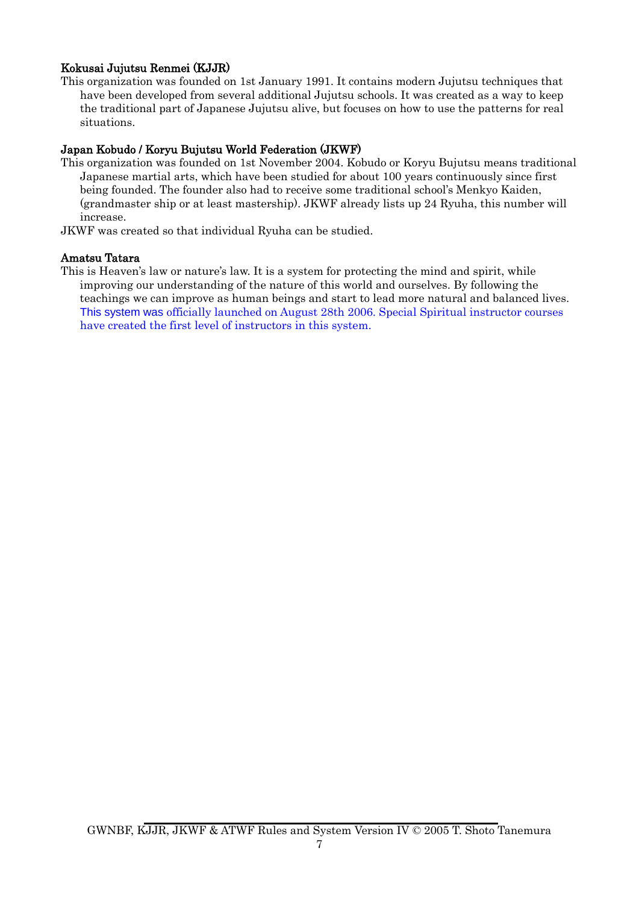**Kokusai Jujutsu Renmei (KJJR)**

This organization was founded on 1st January 1991. It contains modern Jujutsu techniques that have been developed from several additional Jujutsu schools. It was created as a way to keep the traditional part of Japanese Jujutsu alive, but focuses on how to use the patterns for real situations.

**Japan Kobudo / Koryu Bujutsu World Federation (JKWF)**

This organization was founded on 1st November 2004. Kobudo or Koryu Bujutsu means traditional Japanese martial arts, which have been studied for about 100 years continuously since first being founded. The founder also had to receive some traditional school's Menkyo Kaiden, (grandmaster ship or at least mastership). JKWF already lists up 24 Ryuha, this number will increase.

JKWF was created so that individual Ryuha can be studied.

**Amatsu Tatara**

This is Heaven's law or nature's law. It is a system for protecting the mind and spirit, while improving our understanding of the nature of this world and ourselves. By following the teachings we can improve as human beings and start to lead more natural and balanced lives. This system was officially launched on August 28th 2006. Special Spiritual instructor courses have created the first level of instructors in this system.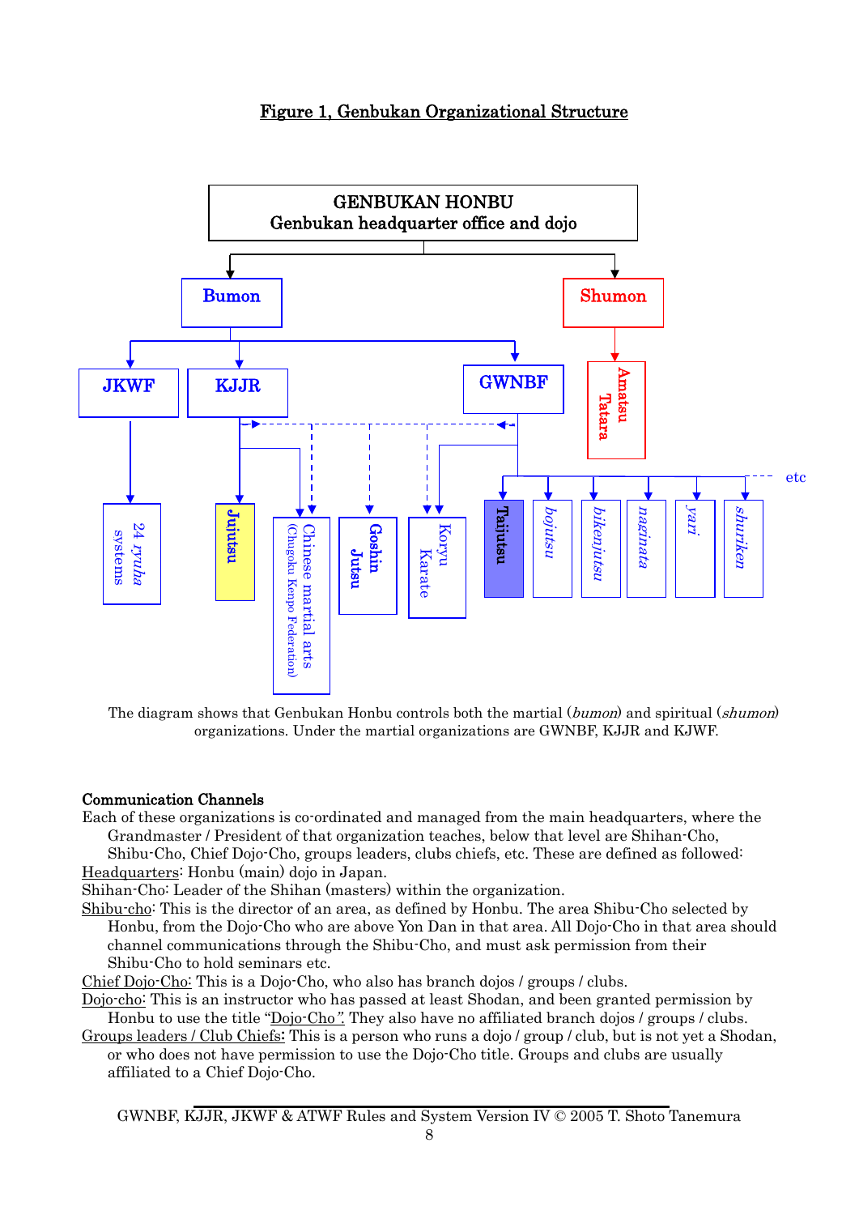**Figure 1, Genbukan Organizational Structure**

GENBUKAN HONBU
Genbukan headquarter office and dojo

Bumon

Shumon

JKWF

KJJR

GWNBF

Amatsu Tatara

24 ryuha systems

Jujutsu

Chinese martial arts (Chugoku Kenpo Federation)

Goshin Jutsu

Koryu Karate

Taijutsu

bojutsu

bikenjutsu

naginata

yari

shuriken

etc

The diagram shows that Genbukan Honbu controls both the martial (*bumon*) and spiritual (*shumon*) organizations. Under the martial organizations are GWNBF, KJJR and KJWF.

**Communication Channels**

Each of these organizations is co-ordinated and managed from the main headquarters, where the Grandmaster / President of that organization teaches, below that level are Shihan-Cho, Shibu-Cho, Chief Dojo-Cho, groups leaders, clubs chiefs, etc. These are defined as followed:

Headquarters: Honbu (main) dojo in Japan.

Shihan-Cho: Leader of the Shihan (masters) within the organization.

Shibu-cho: This is the director of an area, as defined by Honbu. The area Shibu-Cho selected by Honbu, from the Dojo-Cho who are above Yon Dan in that area. All Dojo-Cho in that area should channel communications through the Shibu-Cho, and must ask permission from their Shibu-Cho to hold seminars etc.

Chief Dojo-Cho: This is a Dojo-Cho, who also has branch dojos / groups / clubs.

Dojo-cho: This is an instructor who has passed at least Shodan, and been granted permission by Honbu to use the title "Dojo-Cho". They also have no affiliated branch dojos / groups / clubs.

Groups leaders / Club Chiefs**:** This is a person who runs a dojo / group / club, but is not yet a Shodan, or who does not have permission to use the Dojo-Cho title. Groups and clubs are usually affiliated to a Chief Dojo-Cho.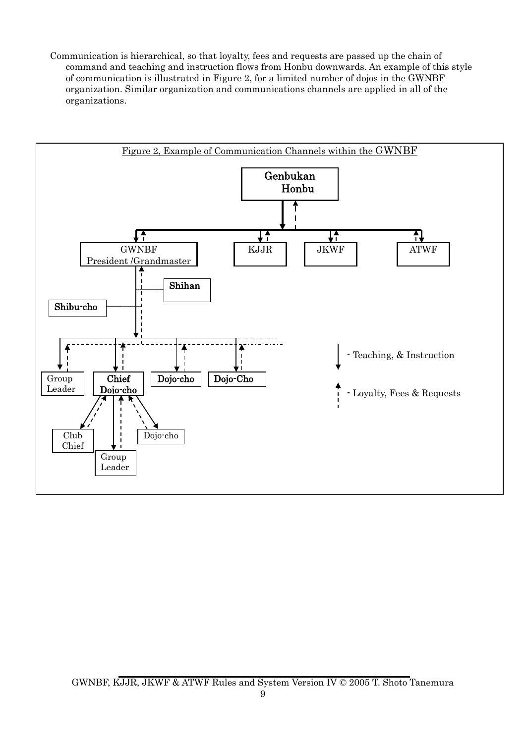Communication is hierarchical, so that loyalty, fees and requests are passed up the chain of command and teaching and instruction flows from Honbu downwards. An example of this style of communication is illustrated in Figure 2, for a limited number of dojos in the GWNBF organization. Similar organization and communications channels are applied in all of the organizations.

Figure 2, Example of Communication Channels within the GWNBF

Genbukan Honbu

GWNBF President /Grandmaster

KJJR

JKWF

ATWF

Shihan

Shibu-cho

Group Leader

Chief Dojo-cho

Dojo-cho

Dojo-Cho

Club Chief

Group Leader

Dojo-cho

- Teaching, & Instruction

- Loyalty, Fees & Requests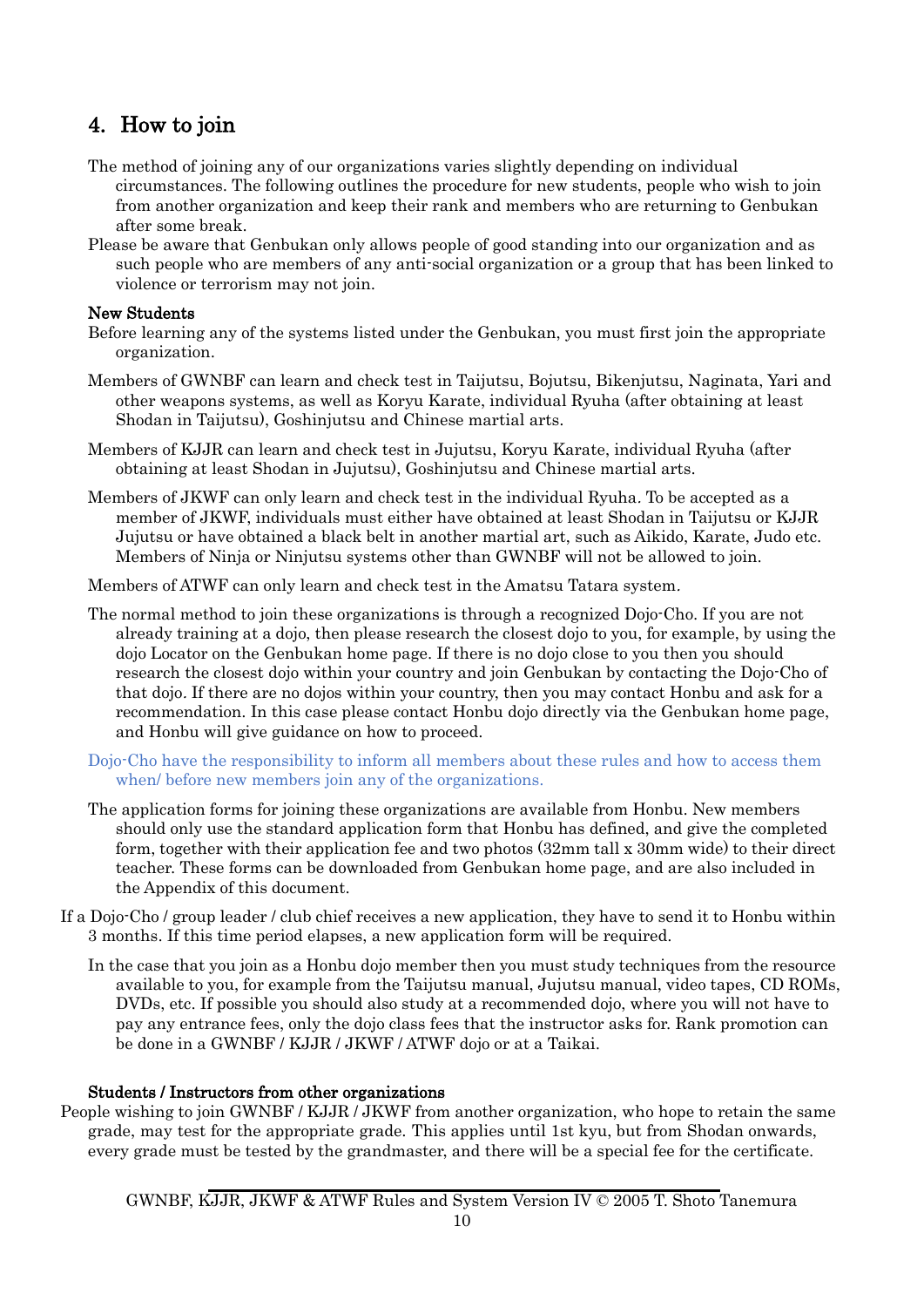## 4. How to join

The method of joining any of our organizations varies slightly depending on individual circumstances. The following outlines the procedure for new students, people who wish to join from another organization and keep their rank and members who are returning to Genbukan after some break.

Please be aware that Genbukan only allows people of good standing into our organization and as such people who are members of any anti-social organization or a group that has been linked to violence or terrorism may not join.

**New Students**

Before learning any of the systems listed under the Genbukan, you must first join the appropriate organization.

Members of GWNBF can learn and check test in Taijutsu, Bojutsu, Bikenjutsu, Naginata, Yari and other weapons systems, as well as Koryu Karate, individual Ryuha (after obtaining at least Shodan in Taijutsu), Goshinjutsu and Chinese martial arts.

Members of KJJR can learn and check test in Jujutsu, Koryu Karate, individual Ryuha (after obtaining at least Shodan in Jujutsu), Goshinjutsu and Chinese martial arts.

Members of JKWF can only learn and check test in the individual Ryuha. To be accepted as a member of JKWF, individuals must either have obtained at least Shodan in Taijutsu or KJJR Jujutsu or have obtained a black belt in another martial art, such as Aikido, Karate, Judo etc. Members of Ninja or Ninjutsu systems other than GWNBF will not be allowed to join.

Members of ATWF can only learn and check test in the Amatsu Tatara system.

The normal method to join these organizations is through a recognized Dojo-Cho. If you are not already training at a dojo, then please research the closest dojo to you, for example, by using the dojo Locator on the Genbukan home page. If there is no dojo close to you then you should research the closest dojo within your country and join Genbukan by contacting the Dojo-Cho of that dojo. If there are no dojos within your country, then you may contact Honbu and ask for a recommendation. In this case please contact Honbu dojo directly via the Genbukan home page, and Honbu will give guidance on how to proceed.

Dojo-Cho have the responsibility to inform all members about these rules and how to access them when/ before new members join any of the organizations.

The application forms for joining these organizations are available from Honbu. New members should only use the standard application form that Honbu has defined, and give the completed form, together with their application fee and two photos (32mm tall x 30mm wide) to their direct teacher. These forms can be downloaded from Genbukan home page, and are also included in the Appendix of this document.

If a Dojo-Cho / group leader / club chief receives a new application, they have to send it to Honbu within 3 months. If this time period elapses, a new application form will be required.

In the case that you join as a Honbu dojo member then you must study techniques from the resource available to you, for example from the Taijutsu manual, Jujutsu manual, video tapes, CD ROMs, DVDs, etc. If possible you should also study at a recommended dojo, where you will not have to pay any entrance fees, only the dojo class fees that the instructor asks for. Rank promotion can be done in a GWNBF / KJJR / JKWF / ATWF dojo or at a Taikai.

**Students / Instructors from other organizations**

People wishing to join GWNBF / KJJR / JKWF from another organization, who hope to retain the same grade, may test for the appropriate grade. This applies until 1st kyu, but from Shodan onwards, every grade must be tested by the grandmaster, and there will be a special fee for the certificate.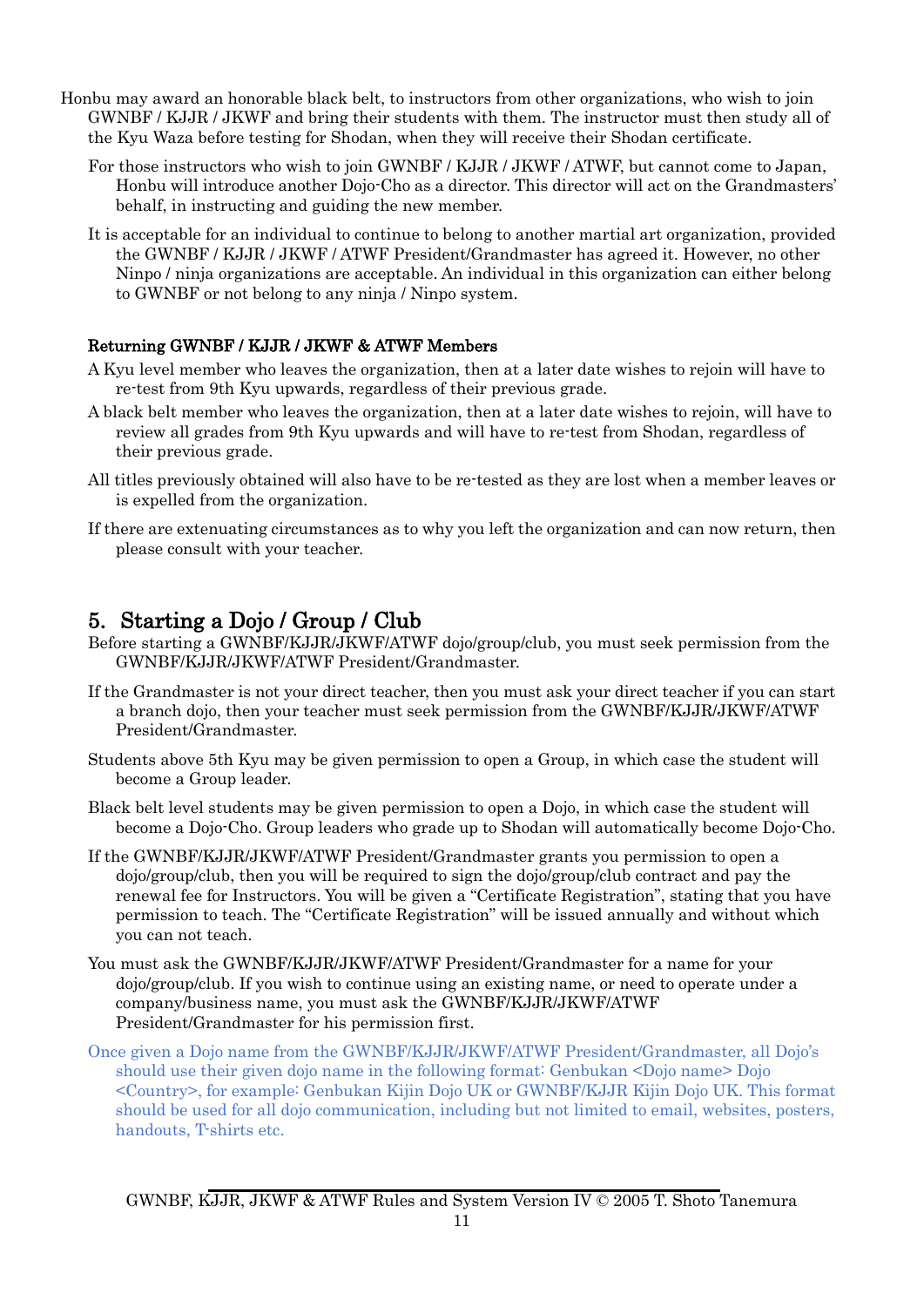Honbu may award an honorable black belt, to instructors from other organizations, who wish to join GWNBF / KJJR / JKWF and bring their students with them. The instructor must then study all of the Kyu Waza before testing for Shodan, when they will receive their Shodan certificate.

For those instructors who wish to join GWNBF / KJJR / JKWF / ATWF, but cannot come to Japan, Honbu will introduce another Dojo-Cho as a director. This director will act on the Grandmasters' behalf, in instructing and guiding the new member.

It is acceptable for an individual to continue to belong to another martial art organization, provided the GWNBF / KJJR / JKWF / ATWF President/Grandmaster has agreed it. However, no other Ninpo / ninja organizations are acceptable. An individual in this organization can either belong to GWNBF or not belong to any ninja / Ninpo system.

**Returning GWNBF / KJJR / JKWF & ATWF Members**

A Kyu level member who leaves the organization, then at a later date wishes to rejoin will have to re-test from 9th Kyu upwards, regardless of their previous grade.

A black belt member who leaves the organization, then at a later date wishes to rejoin, will have to review all grades from 9th Kyu upwards and will have to re-test from Shodan, regardless of their previous grade.

All titles previously obtained will also have to be re-tested as they are lost when a member leaves or is expelled from the organization.

If there are extenuating circumstances as to why you left the organization and can now return, then please consult with your teacher.

## 5. Starting a Dojo / Group / Club

Before starting a GWNBF/KJJR/JKWF/ATWF dojo/group/club, you must seek permission from the GWNBF/KJJR/JKWF/ATWF President/Grandmaster.

If the Grandmaster is not your direct teacher, then you must ask your direct teacher if you can start a branch dojo, then your teacher must seek permission from the GWNBF/KJJR/JKWF/ATWF President/Grandmaster.

Students above 5th Kyu may be given permission to open a Group, in which case the student will become a Group leader.

Black belt level students may be given permission to open a Dojo, in which case the student will become a Dojo-Cho. Group leaders who grade up to Shodan will automatically become Dojo-Cho.

If the GWNBF/KJJR/JKWF/ATWF President/Grandmaster grants you permission to open a dojo/group/club, then you will be required to sign the dojo/group/club contract and pay the renewal fee for Instructors. You will be given a "Certificate Registration", stating that you have permission to teach. The "Certificate Registration" will be issued annually and without which you can not teach.

You must ask the GWNBF/KJJR/JKWF/ATWF President/Grandmaster for a name for your dojo/group/club. If you wish to continue using an existing name, or need to operate under a company/business name, you must ask the GWNBF/KJJR/JKWF/ATWF President/Grandmaster for his permission first.

Once given a Dojo name from the GWNBF/KJJR/JKWF/ATWF President/Grandmaster, all Dojo's should use their given dojo name in the following format: Genbukan <Dojo name> Dojo <Country>, for example: Genbukan Kijin Dojo UK or GWNBF/KJJR Kijin Dojo UK. This format should be used for all dojo communication, including but not limited to email, websites, posters, handouts, T-shirts etc.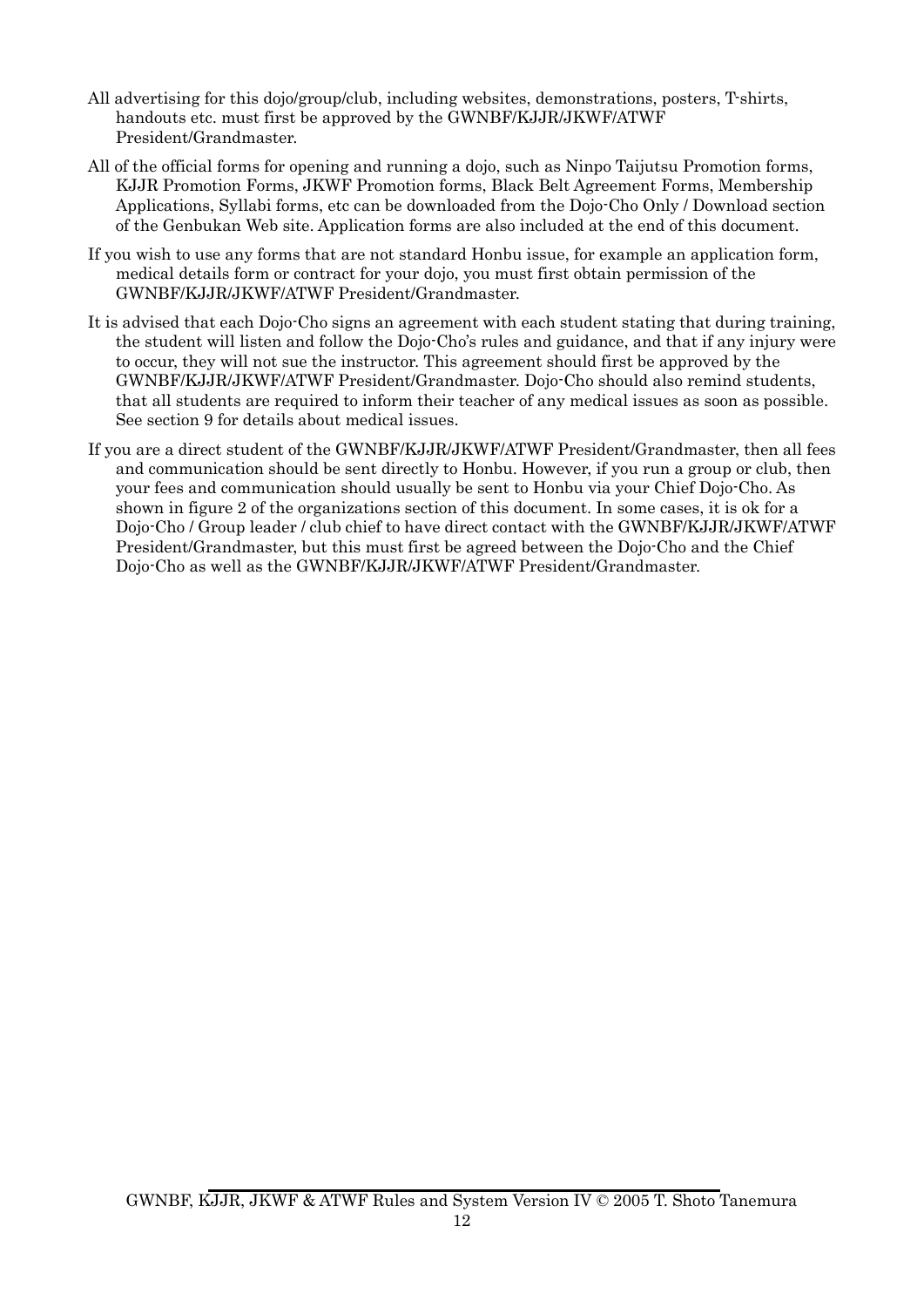All advertising for this dojo/group/club, including websites, demonstrations, posters, T-shirts, handouts etc. must first be approved by the GWNBF/KJJR/JKWF/ATWF President/Grandmaster.

All of the official forms for opening and running a dojo, such as Ninpo Taijutsu Promotion forms, KJJR Promotion Forms, JKWF Promotion forms, Black Belt Agreement Forms, Membership Applications, Syllabi forms, etc can be downloaded from the Dojo-Cho Only / Download section of the Genbukan Web site. Application forms are also included at the end of this document.

If you wish to use any forms that are not standard Honbu issue, for example an application form, medical details form or contract for your dojo, you must first obtain permission of the GWNBF/KJJR/JKWF/ATWF President/Grandmaster.

It is advised that each Dojo-Cho signs an agreement with each student stating that during training, the student will listen and follow the Dojo-Cho's rules and guidance, and that if any injury were to occur, they will not sue the instructor. This agreement should first be approved by the GWNBF/KJJR/JKWF/ATWF President/Grandmaster. Dojo-Cho should also remind students, that all students are required to inform their teacher of any medical issues as soon as possible. See section 9 for details about medical issues.

If you are a direct student of the GWNBF/KJJR/JKWF/ATWF President/Grandmaster, then all fees and communication should be sent directly to Honbu. However, if you run a group or club, then your fees and communication should usually be sent to Honbu via your Chief Dojo-Cho. As shown in figure 2 of the organizations section of this document. In some cases, it is ok for a Dojo-Cho / Group leader / club chief to have direct contact with the GWNBF/KJJR/JKWF/ATWF President/Grandmaster, but this must first be agreed between the Dojo-Cho and the Chief Dojo-Cho as well as the GWNBF/KJJR/JKWF/ATWF President/Grandmaster.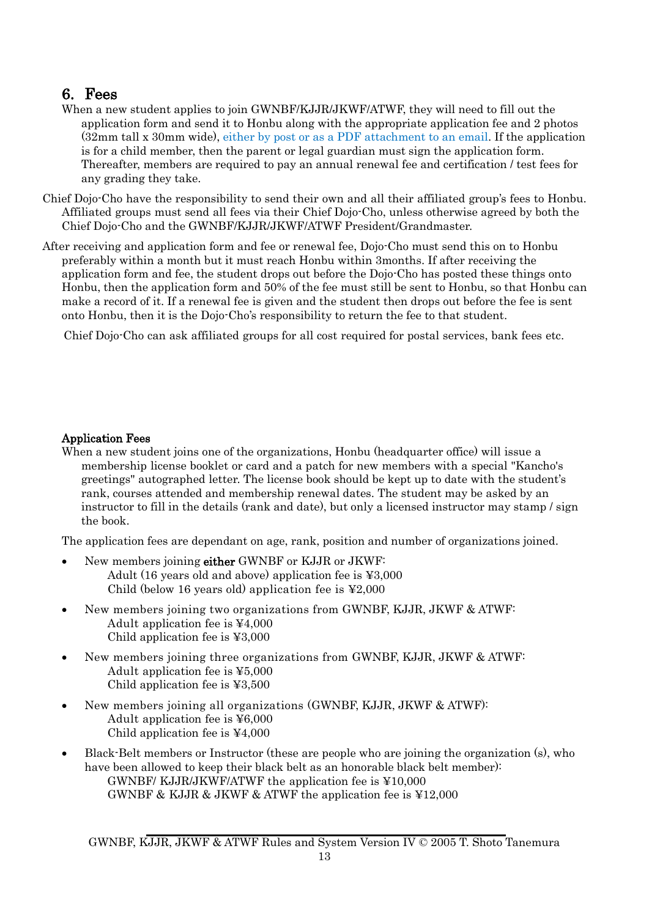## 6. Fees

When a new student applies to join GWNBF/KJJR/JKWF/ATWF, they will need to fill out the application form and send it to Honbu along with the appropriate application fee and 2 photos (32mm tall x 30mm wide), either by post or as a PDF attachment to an email. If the application is for a child member, then the parent or legal guardian must sign the application form. Thereafter, members are required to pay an annual renewal fee and certification / test fees for any grading they take.

Chief Dojo-Cho have the responsibility to send their own and all their affiliated group's fees to Honbu. Affiliated groups must send all fees via their Chief Dojo-Cho, unless otherwise agreed by both the Chief Dojo-Cho and the GWNBF/KJJR/JKWF/ATWF President/Grandmaster.

After receiving and application form and fee or renewal fee, Dojo-Cho must send this on to Honbu preferably within a month but it must reach Honbu within 3months. If after receiving the application form and fee, the student drops out before the Dojo-Cho has posted these things onto Honbu, then the application form and 50% of the fee must still be sent to Honbu, so that Honbu can make a record of it. If a renewal fee is given and the student then drops out before the fee is sent onto Honbu, then it is the Dojo-Cho's responsibility to return the fee to that student.

Chief Dojo-Cho can ask affiliated groups for all cost required for postal services, bank fees etc.

**Application Fees**

When a new student joins one of the organizations, Honbu (headquarter office) will issue a membership license booklet or card and a patch for new members with a special "Kancho's greetings" autographed letter. The license book should be kept up to date with the student's rank, courses attended and membership renewal dates. The student may be asked by an instructor to fill in the details (rank and date), but only a licensed instructor may stamp / sign the book.

The application fees are dependant on age, rank, position and number of organizations joined.

- New members joining **either** GWNBF or KJJR or JKWF:
  Adult (16 years old and above) application fee is ¥3,000
  Child (below 16 years old) application fee is ¥2,000
- New members joining two organizations from GWNBF, KJJR, JKWF & ATWF:
  Adult application fee is ¥4,000
  Child application fee is ¥3,000
- New members joining three organizations from GWNBF, KJJR, JKWF & ATWF:
  Adult application fee is ¥5,000
  Child application fee is ¥3,500
- New members joining all organizations (GWNBF, KJJR, JKWF & ATWF):
  Adult application fee is ¥6,000
  Child application fee is ¥4,000
- Black-Belt members or Instructor (these are people who are joining the organization (s), who have been allowed to keep their black belt as an honorable black belt member):
  GWNBF/ KJJR/JKWF/ATWF the application fee is ¥10,000
  GWNBF & KJJR & JKWF & ATWF the application fee is ¥12,000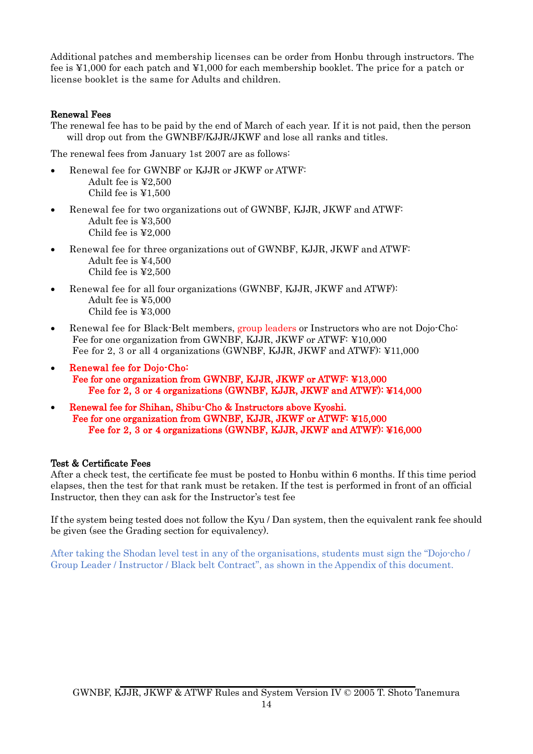Additional patches and membership licenses can be order from Honbu through instructors. The fee is ¥1,000 for each patch and ¥1,000 for each membership booklet. The price for a patch or license booklet is the same for Adults and children.

**Renewal Fees**

The renewal fee has to be paid by the end of March of each year. If it is not paid, then the person will drop out from the GWNBF/KJJR/JKWF and lose all ranks and titles.

The renewal fees from January 1st 2007 are as follows:

- Renewal fee for GWNBF or KJJR or JKWF or ATWF:
  Adult fee is ¥2,500
  Child fee is ¥1,500
- Renewal fee for two organizations out of GWNBF, KJJR, JKWF and ATWF:
  Adult fee is ¥3,500
  Child fee is ¥2,000
- Renewal fee for three organizations out of GWNBF, KJJR, JKWF and ATWF:
  Adult fee is ¥4,500
  Child fee is ¥2,500
- Renewal fee for all four organizations (GWNBF, KJJR, JKWF and ATWF):
  Adult fee is ¥5,000
  Child fee is ¥3,000
- Renewal fee for Black-Belt members, group leaders or Instructors who are not Dojo-Cho:
  Fee for one organization from GWNBF, KJJR, JKWF or ATWF: ¥10,000
  Fee for 2, 3 or all 4 organizations (GWNBF, KJJR, JKWF and ATWF): ¥11,000
- **Renewal fee for Dojo-Cho:**
  **Fee for one organization from GWNBF, KJJR, JKWF or ATWF: ¥13,000**
  **Fee for 2, 3 or 4 organizations (GWNBF, KJJR, JKWF and ATWF): ¥14,000**
- **Renewal fee for Shihan, Shibu-Cho & Instructors above Kyoshi.**
  **Fee for one organization from GWNBF, KJJR, JKWF or ATWF: ¥15,000**
  **Fee for 2, 3 or 4 organizations (GWNBF, KJJR, JKWF and ATWF): ¥16,000**

**Test & Certificate Fees**

After a check test, the certificate fee must be posted to Honbu within 6 months. If this time period elapses, then the test for that rank must be retaken. If the test is performed in front of an official Instructor, then they can ask for the Instructor's test fee

If the system being tested does not follow the Kyu / Dan system, then the equivalent rank fee should be given (see the Grading section for equivalency).

After taking the Shodan level test in any of the organisations, students must sign the "Dojo-cho / Group Leader / Instructor / Black belt Contract", as shown in the Appendix of this document.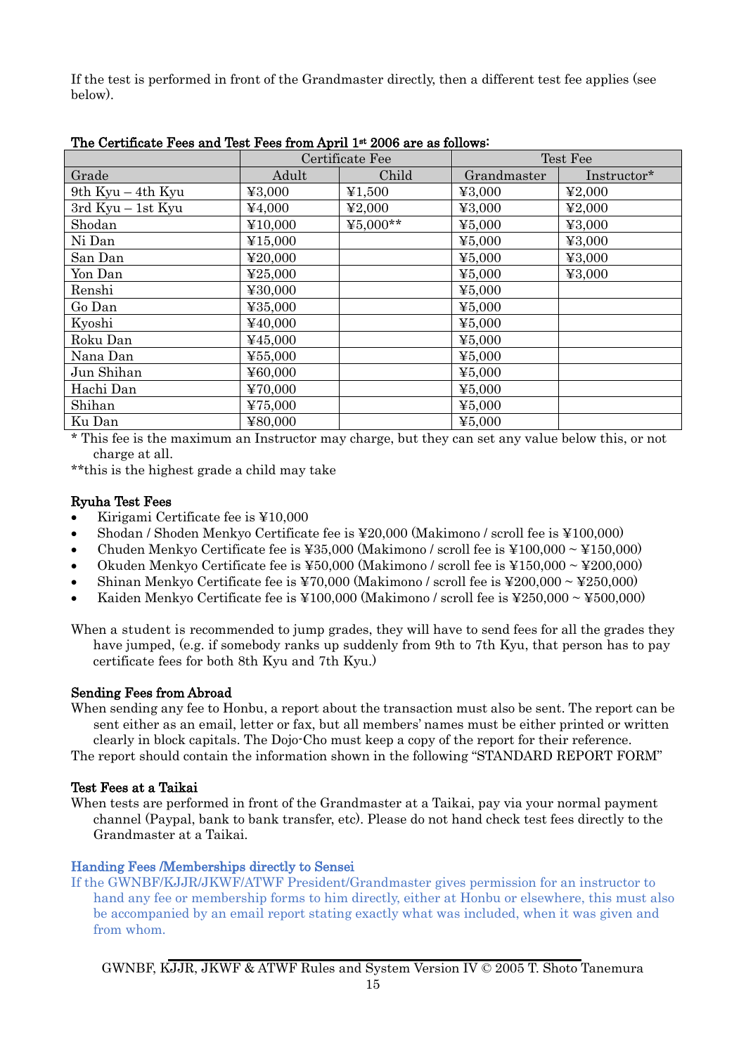If the test is performed in front of the Grandmaster directly, then a different test fee applies (see below).

**The Certificate Fees and Test Fees from April 1st 2006 are as follows:**

| | Certificate Fee | | Test Fee | |
|---|---|---|---|---|
| Grade | Adult | Child | Grandmaster | Instructor* |
| 9th Kyu – 4th Kyu | ¥3,000 | ¥1,500 | ¥3,000 | ¥2,000 |
| 3rd Kyu – 1st Kyu | ¥4,000 | ¥2,000 | ¥3,000 | ¥2,000 |
| Shodan | ¥10,000 | ¥5,000** | ¥5,000 | ¥3,000 |
| Ni Dan | ¥15,000 | | ¥5,000 | ¥3,000 |
| San Dan | ¥20,000 | | ¥5,000 | ¥3,000 |
| Yon Dan | ¥25,000 | | ¥5,000 | ¥3,000 |
| Renshi | ¥30,000 | | ¥5,000 | |
| Go Dan | ¥35,000 | | ¥5,000 | |
| Kyoshi | ¥40,000 | | ¥5,000 | |
| Roku Dan | ¥45,000 | | ¥5,000 | |
| Nana Dan | ¥55,000 | | ¥5,000 | |
| Jun Shihan | ¥60,000 | | ¥5,000 | |
| Hachi Dan | ¥70,000 | | ¥5,000 | |
| Shihan | ¥75,000 | | ¥5,000 | |
| Ku Dan | ¥80,000 | | ¥5,000 | |

\* This fee is the maximum an Instructor may charge, but they can set any value below this, or not charge at all.

**this is the highest grade a child may take

**Ryuha Test Fees**

- Kirigami Certificate fee is ¥10,000
- Shodan / Shoden Menkyo Certificate fee is ¥20,000 (Makimono / scroll fee is ¥100,000)
- Chuden Menkyo Certificate fee is ¥35,000 (Makimono / scroll fee is ¥100,000 ~ ¥150,000)
- Okuden Menkyo Certificate fee is ¥50,000 (Makimono / scroll fee is ¥150,000 ~ ¥200,000)
- Shinan Menkyo Certificate fee is ¥70,000 (Makimono / scroll fee is ¥200,000 ~ ¥250,000)
- Kaiden Menkyo Certificate fee is ¥100,000 (Makimono / scroll fee is ¥250,000 ~ ¥500,000)

When a student is recommended to jump grades, they will have to send fees for all the grades they have jumped, (e.g. if somebody ranks up suddenly from 9th to 7th Kyu, that person has to pay certificate fees for both 8th Kyu and 7th Kyu.)

**Sending Fees from Abroad**

When sending any fee to Honbu, a report about the transaction must also be sent. The report can be sent either as an email, letter or fax, but all members' names must be either printed or written clearly in block capitals. The Dojo-Cho must keep a copy of the report for their reference.

The report should contain the information shown in the following "STANDARD REPORT FORM"

**Test Fees at a Taikai**

When tests are performed in front of the Grandmaster at a Taikai, pay via your normal payment channel (Paypal, bank to bank transfer, etc). Please do not hand check test fees directly to the Grandmaster at a Taikai.

**Handing Fees /Memberships directly to Sensei**

If the GWNBF/KJJR/JKWF/ATWF President/Grandmaster gives permission for an instructor to hand any fee or membership forms to him directly, either at Honbu or elsewhere, this must also be accompanied by an email report stating exactly what was included, when it was given and from whom.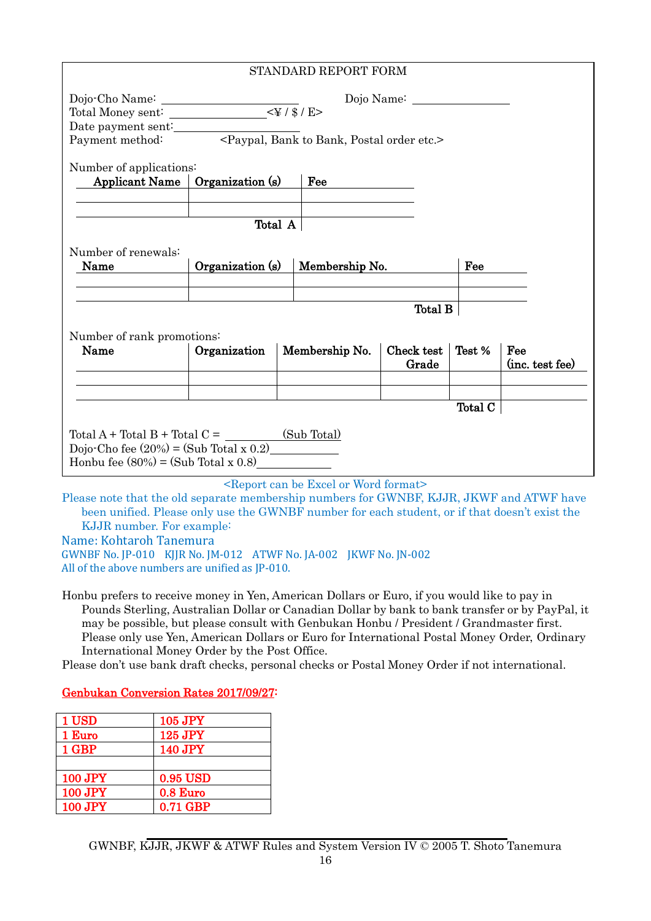STANDARD REPORT FORM

Dojo-Cho Name: ____________________ Dojo Name: ______________
Total Money sent: ______________ <¥ / $ / E>
Date payment sent: ____________________
Payment method: <Paypal, Bank to Bank, Postal order etc.>

Number of applications:

| Applicant Name | Organization (s) | Fee |
|---|---|---|
| | | |
| | | |
| | Total A | |

Number of renewals:

| Name | Organization (s) | Membership No. | Fee |
|---|---|---|---|
| | | | |
| | | | |
| | | Total B | |

Number of rank promotions:

| Name | Organization | Membership No. | Check test Grade | Test % | Fee (inc. test fee) |
|---|---|---|---|---|---|
| | | | | | |
| | | | | | |
| | | | | Total C | |

Total A + Total B + Total C = _________ (Sub Total)
Dojo-Cho fee (20%) = (Sub Total x 0.2) ___________
Honbu fee (80%) = (Sub Total x 0.8) ___________

<Report can be Excel or Word format>

Please note that the old separate membership numbers for GWNBF, KJJR, JKWF and ATWF have been unified. Please only use the GWNBF number for each student, or if that doesn't exist the KJJR number. For example:

Name: Kohtaroh Tanemura
GWNBF No. JP-010 KJJR No. JM-012 ATWF No. JA-002 JKWF No. JN-002
All of the above numbers are unified as JP-010.

Honbu prefers to receive money in Yen, American Dollars or Euro, if you would like to pay in Pounds Sterling, Australian Dollar or Canadian Dollar by bank to bank transfer or by PayPal, it may be possible, but please consult with Genbukan Honbu / President / Grandmaster first. Please only use Yen, American Dollars or Euro for International Postal Money Order, Ordinary International Money Order by the Post Office.
Please don't use bank draft checks, personal checks or Postal Money Order if not international.

**Genbukan Conversion Rates 2017/09/27:**

| 1 USD | 105 JPY |
|---|---|
| 1 Euro | 125 JPY |
| 1 GBP | 140 JPY |
| | |
| 100 JPY | 0.95 USD |
| 100 JPY | 0.8 Euro |
| 100 JPY | 0.71 GBP |

GWNBF, KJJR, JKWF & ATWF Rules and System Version IV © 2005 T. Shoto Tanemura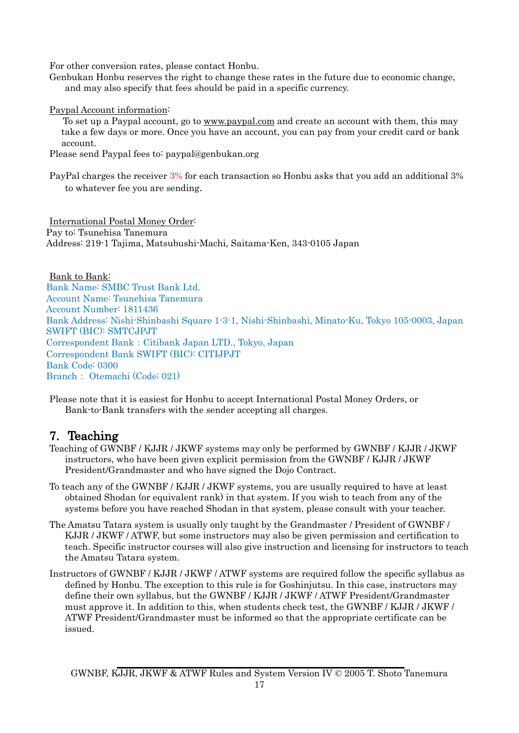For other conversion rates, please contact Honbu.

Genbukan Honbu reserves the right to change these rates in the future due to economic change, and may also specify that fees should be paid in a specific currency.

Paypal Account information:

To set up a Paypal account, go to www.paypal.com and create an account with them, this may take a few days or more. Once you have an account, you can pay from your credit card or bank account.

Please send Paypal fees to: paypal@genbukan.org

PayPal charges the receiver 3% for each transaction so Honbu asks that you add an additional 3% to whatever fee you are sending.

International Postal Money Order:

Pay to: Tsunehisa Tanemura
Address: 219-1 Tajima, Matsubushi-Machi, Saitama-Ken, 343-0105 Japan

Bank to Bank:

Bank Name: SMBC Trust Bank Ltd.
Account Name: Tsunehisa Tanemura
Account Number: 1811436
Bank Address: Nishi-Shinbashi Square 1-3-1, Nishi-Shinbashi, Minato-Ku, Tokyo 105-0003, Japan
SWIFT (BIC): SMTCJPJT
Correspondent Bank : Citibank Japan LTD., Tokyo, Japan
Correspondent Bank SWIFT (BIC): CITIJPJT
Bank Code: 0300
Branch : Otemachi (Code; 021)

Please note that it is easiest for Honbu to accept International Postal Money Orders, or Bank-to-Bank transfers with the sender accepting all charges.

## 7. Teaching

Teaching of GWNBF / KJJR / JKWF systems may only be performed by GWNBF / KJJR / JKWF instructors, who have been given explicit permission from the GWNBF / KJJR / JKWF President/Grandmaster and who have signed the Dojo Contract.

To teach any of the GWNBF / KJJR / JKWF systems, you are usually required to have at least obtained Shodan (or equivalent rank) in that system. If you wish to teach from any of the systems before you have reached Shodan in that system, please consult with your teacher.

The Amatsu Tatara system is usually only taught by the Grandmaster / President of GWNBF / KJJR / JKWF / ATWF, but some instructors may also be given permission and certification to teach. Specific instructor courses will also give instruction and licensing for instructors to teach the Amatsu Tatara system.

Instructors of GWNBF / KJJR / JKWF / ATWF systems are required follow the specific syllabus as defined by Honbu. The exception to this rule is for Goshinjutsu. In this case, instructors may define their own syllabus, but the GWNBF / KJJR / JKWF / ATWF President/Grandmaster must approve it. In addition to this, when students check test, the GWNBF / KJJR / JKWF / ATWF President/Grandmaster must be informed so that the appropriate certificate can be issued.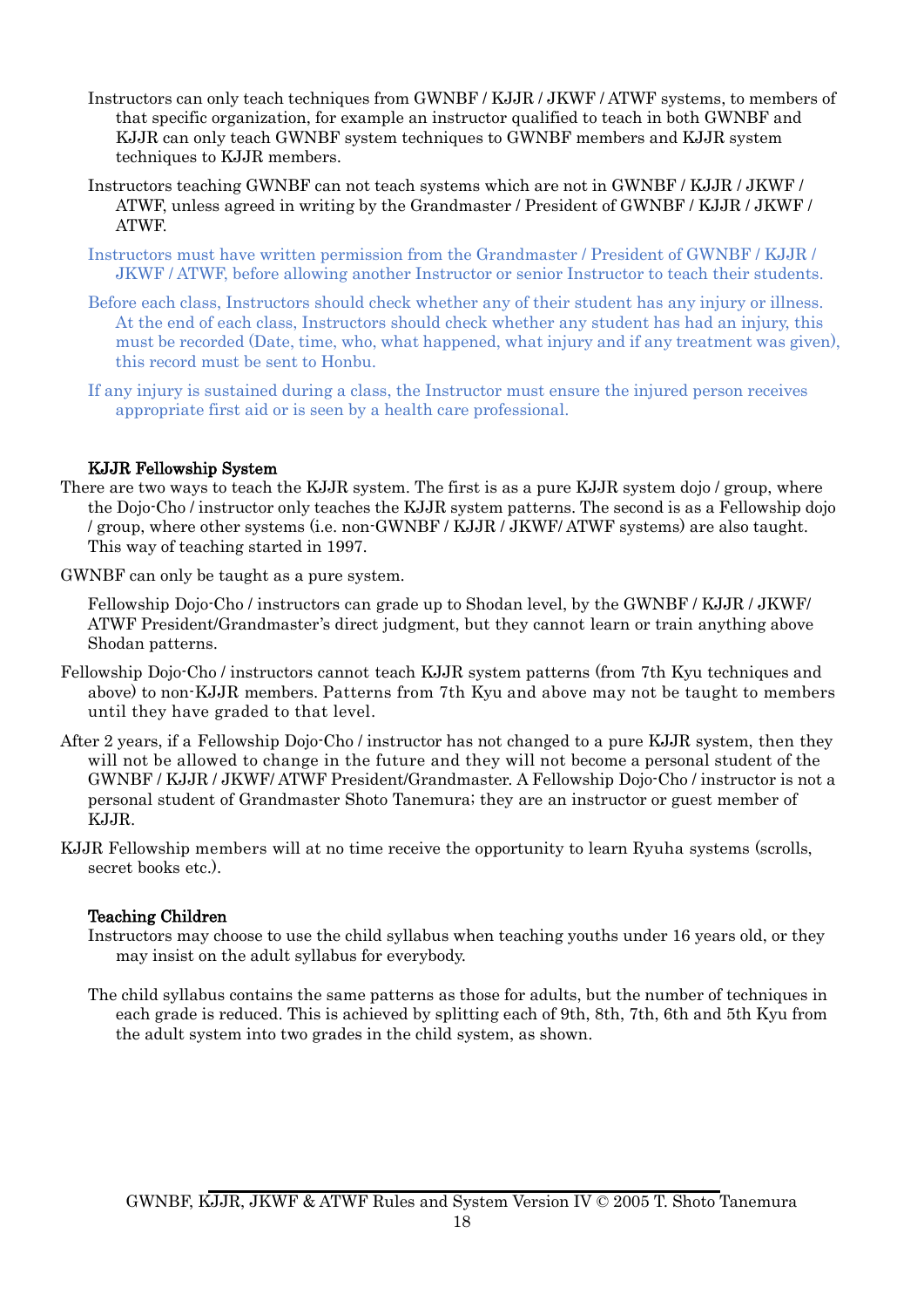Instructors can only teach techniques from GWNBF / KJJR / JKWF / ATWF systems, to members of that specific organization, for example an instructor qualified to teach in both GWNBF and KJJR can only teach GWNBF system techniques to GWNBF members and KJJR system techniques to KJJR members.

Instructors teaching GWNBF can not teach systems which are not in GWNBF / KJJR / JKWF / ATWF, unless agreed in writing by the Grandmaster / President of GWNBF / KJJR / JKWF / ATWF.

Instructors must have written permission from the Grandmaster / President of GWNBF / KJJR / JKWF / ATWF, before allowing another Instructor or senior Instructor to teach their students.

Before each class, Instructors should check whether any of their student has any injury or illness. At the end of each class, Instructors should check whether any student has had an injury, this must be recorded (Date, time, who, what happened, what injury and if any treatment was given), this record must be sent to Honbu.

If any injury is sustained during a class, the Instructor must ensure the injured person receives appropriate first aid or is seen by a health care professional.

**KJJR Fellowship System**

There are two ways to teach the KJJR system. The first is as a pure KJJR system dojo / group, where the Dojo-Cho / instructor only teaches the KJJR system patterns. The second is as a Fellowship dojo / group, where other systems (i.e. non-GWNBF / KJJR / JKWF/ ATWF systems) are also taught. This way of teaching started in 1997.

GWNBF can only be taught as a pure system.

Fellowship Dojo-Cho / instructors can grade up to Shodan level, by the GWNBF / KJJR / JKWF/ ATWF President/Grandmaster's direct judgment, but they cannot learn or train anything above Shodan patterns.

Fellowship Dojo-Cho / instructors cannot teach KJJR system patterns (from 7th Kyu techniques and above) to non-KJJR members. Patterns from 7th Kyu and above may not be taught to members until they have graded to that level.

After 2 years, if a Fellowship Dojo-Cho / instructor has not changed to a pure KJJR system, then they will not be allowed to change in the future and they will not become a personal student of the GWNBF / KJJR / JKWF/ ATWF President/Grandmaster. A Fellowship Dojo-Cho / instructor is not a personal student of Grandmaster Shoto Tanemura; they are an instructor or guest member of KJJR.

KJJR Fellowship members will at no time receive the opportunity to learn Ryuha systems (scrolls, secret books etc.).

**Teaching Children**

Instructors may choose to use the child syllabus when teaching youths under 16 years old, or they may insist on the adult syllabus for everybody.

The child syllabus contains the same patterns as those for adults, but the number of techniques in each grade is reduced. This is achieved by splitting each of 9th, 8th, 7th, 6th and 5th Kyu from the adult system into two grades in the child system, as shown.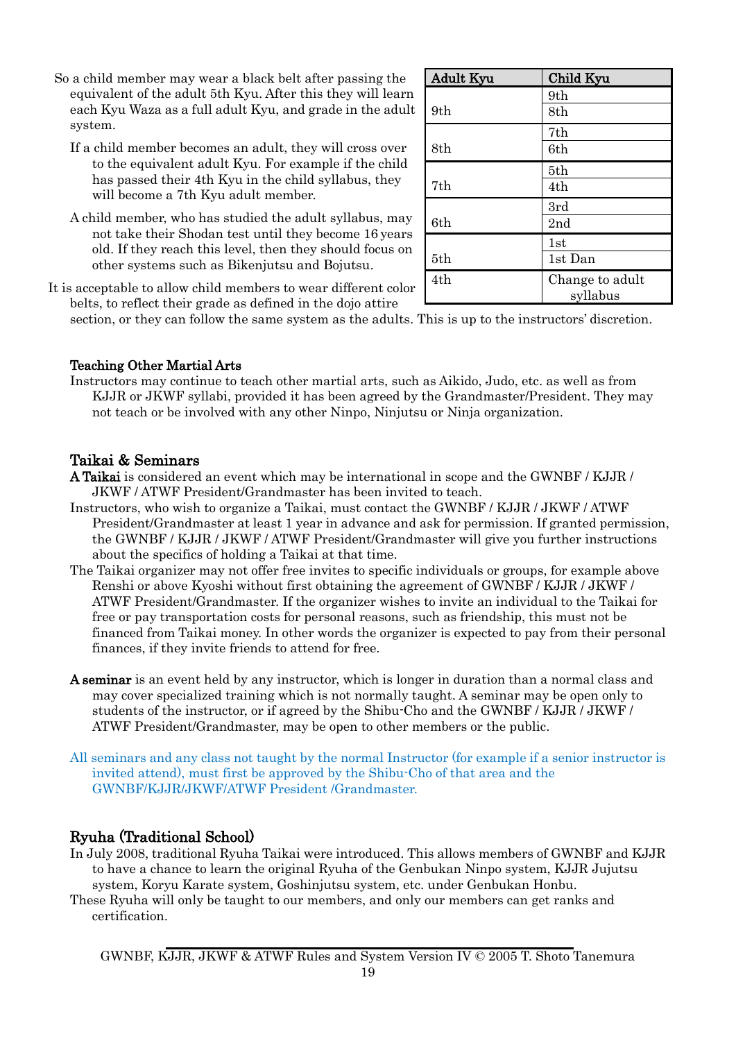So a child member may wear a black belt after passing the equivalent of the adult 5th Kyu. After this they will learn each Kyu Waza as a full adult Kyu, and grade in the adult system.

If a child member becomes an adult, they will cross over to the equivalent adult Kyu. For example if the child has passed their 4th Kyu in the child syllabus, they will become a 7th Kyu adult member.

A child member, who has studied the adult syllabus, may not take their Shodan test until they become 16 years old. If they reach this level, then they should focus on other systems such as Bikenjutsu and Bojutsu.

| Adult Kyu | Child Kyu |
|---|---|
| 9th | 9th |
| | 8th |
| 8th | 7th |
| | 6th |
| 7th | 5th |
| | 4th |
| 6th | 3rd |
| | 2nd |
| 5th | 1st |
| | 1st Dan |
| 4th | Change to adult syllabus |

It is acceptable to allow child members to wear different color belts, to reflect their grade as defined in the dojo attire section, or they can follow the same system as the adults. This is up to the instructors' discretion.

**Teaching Other Martial Arts**

Instructors may continue to teach other martial arts, such as Aikido, Judo, etc. as well as from KJJR or JKWF syllabi, provided it has been agreed by the Grandmaster/President. They may not teach or be involved with any other Ninpo, Ninjutsu or Ninja organization.

## Taikai & Seminars

**A Taikai** is considered an event which may be international in scope and the GWNBF / KJJR / JKWF / ATWF President/Grandmaster has been invited to teach.

Instructors, who wish to organize a Taikai, must contact the GWNBF / KJJR / JKWF / ATWF President/Grandmaster at least 1 year in advance and ask for permission. If granted permission, the GWNBF / KJJR / JKWF / ATWF President/Grandmaster will give you further instructions about the specifics of holding a Taikai at that time.

The Taikai organizer may not offer free invites to specific individuals or groups, for example above Renshi or above Kyoshi without first obtaining the agreement of GWNBF / KJJR / JKWF / ATWF President/Grandmaster. If the organizer wishes to invite an individual to the Taikai for free or pay transportation costs for personal reasons, such as friendship, this must not be financed from Taikai money. In other words the organizer is expected to pay from their personal finances, if they invite friends to attend for free.

**A seminar** is an event held by any instructor, which is longer in duration than a normal class and may cover specialized training which is not normally taught. A seminar may be open only to students of the instructor, or if agreed by the Shibu-Cho and the GWNBF / KJJR / JKWF / ATWF President/Grandmaster, may be open to other members or the public.

All seminars and any class not taught by the normal Instructor (for example if a senior instructor is invited attend), must first be approved by the Shibu-Cho of that area and the GWNBF/KJJR/JKWF/ATWF President /Grandmaster.

## Ryuha (Traditional School)

In July 2008, traditional Ryuha Taikai were introduced. This allows members of GWNBF and KJJR to have a chance to learn the original Ryuha of the Genbukan Ninpo system, KJJR Jujutsu system, Koryu Karate system, Goshinjutsu system, etc. under Genbukan Honbu.

These Ryuha will only be taught to our members, and only our members can get ranks and certification.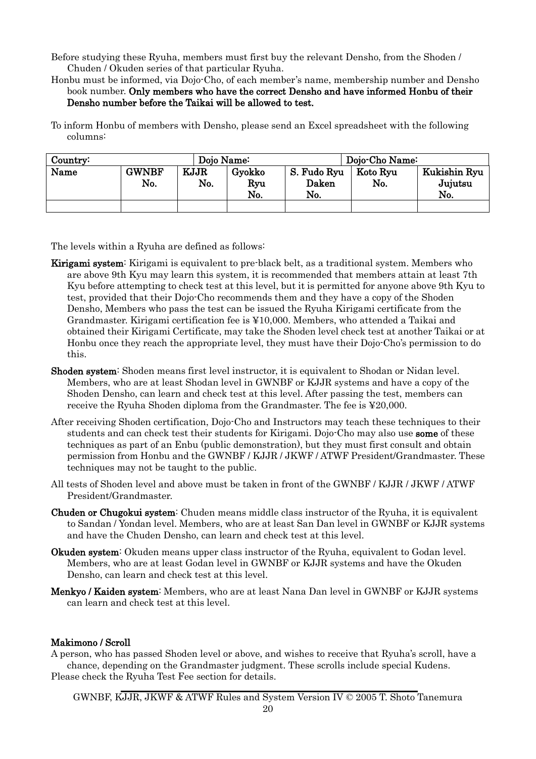Before studying these Ryuha, members must first buy the relevant Densho, from the Shoden / Chuden / Okuden series of that particular Ryuha.

Honbu must be informed, via Dojo-Cho, of each member's name, membership number and Densho book number. **Only members who have the correct Densho and have informed Honbu of their Densho number before the Taikai will be allowed to test.**

To inform Honbu of members with Densho, please send an Excel spreadsheet with the following columns:

| Country: | | Dojo Name: | | | Dojo-Cho Name: | |
|---|---|---|---|---|---|---|
| **Name** | **GWNBF No.** | **KJJR No.** | **Gyokko Ryu No.** | **S. Fudo Ryu Daken No.** | **Koto Ryu No.** | **Kukishin Ryu Jujutsu No.** |
| | | | | | | |

The levels within a Ryuha are defined as follows:

**Kirigami system**: Kirigami is equivalent to pre-black belt, as a traditional system. Members who are above 9th Kyu may learn this system, it is recommended that members attain at least 7th Kyu before attempting to check test at this level, but it is permitted for anyone above 9th Kyu to test, provided that their Dojo-Cho recommends them and they have a copy of the Shoden Densho, Members who pass the test can be issued the Ryuha Kirigami certificate from the Grandmaster. Kirigami certification fee is ¥10,000. Members, who attended a Taikai and obtained their Kirigami Certificate, may take the Shoden level check test at another Taikai or at Honbu once they reach the appropriate level, they must have their Dojo-Cho's permission to do this.

**Shoden system**: Shoden means first level instructor, it is equivalent to Shodan or Nidan level. Members, who are at least Shodan level in GWNBF or KJJR systems and have a copy of the Shoden Densho, can learn and check test at this level. After passing the test, members can receive the Ryuha Shoden diploma from the Grandmaster. The fee is ¥20,000.

After receiving Shoden certification, Dojo-Cho and Instructors may teach these techniques to their students and can check test their students for Kirigami. Dojo-Cho may also use **some** of these techniques as part of an Enbu (public demonstration), but they must first consult and obtain permission from Honbu and the GWNBF / KJJR / JKWF / ATWF President/Grandmaster. These techniques may not be taught to the public.

All tests of Shoden level and above must be taken in front of the GWNBF / KJJR / JKWF / ATWF President/Grandmaster.

**Chuden or Chugokui system**: Chuden means middle class instructor of the Ryuha, it is equivalent to Sandan / Yondan level. Members, who are at least San Dan level in GWNBF or KJJR systems and have the Chuden Densho, can learn and check test at this level.

**Okuden system**: Okuden means upper class instructor of the Ryuha, equivalent to Godan level. Members, who are at least Godan level in GWNBF or KJJR systems and have the Okuden Densho, can learn and check test at this level.

**Menkyo / Kaiden system**: Members, who are at least Nana Dan level in GWNBF or KJJR systems can learn and check test at this level.

**Makimono / Scroll**

A person, who has passed Shoden level or above, and wishes to receive that Ryuha's scroll, have a chance, depending on the Grandmaster judgment. These scrolls include special Kudens.

Please check the Ryuha Test Fee section for details.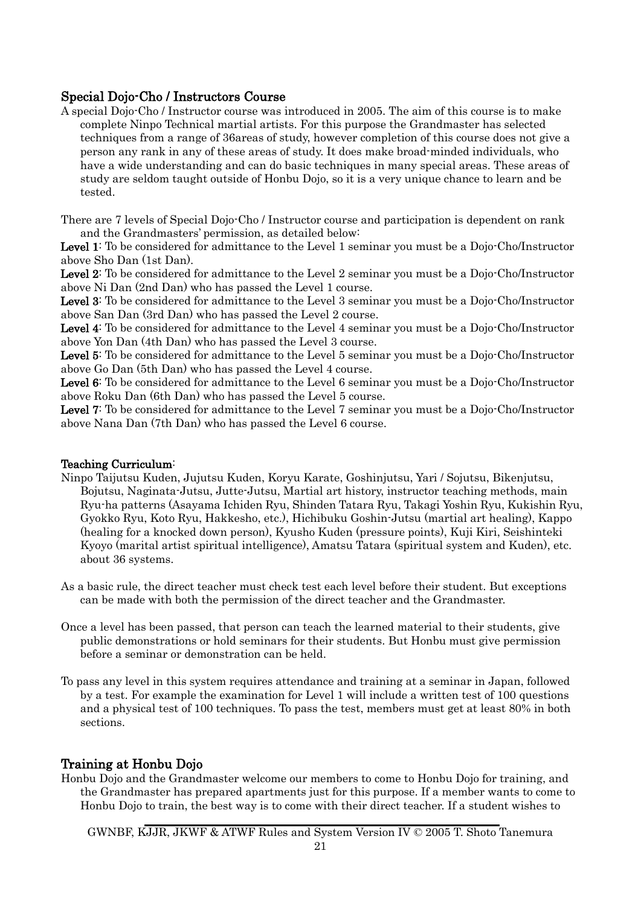## Special Dojo-Cho / Instructors Course

A special Dojo-Cho / Instructor course was introduced in 2005. The aim of this course is to make complete Ninpo Technical martial artists. For this purpose the Grandmaster has selected techniques from a range of 36areas of study, however completion of this course does not give a person any rank in any of these areas of study. It does make broad-minded individuals, who have a wide understanding and can do basic techniques in many special areas. These areas of study are seldom taught outside of Honbu Dojo, so it is a very unique chance to learn and be tested.

There are 7 levels of Special Dojo-Cho / Instructor course and participation is dependent on rank and the Grandmasters' permission, as detailed below:

**Level 1**: To be considered for admittance to the Level 1 seminar you must be a Dojo-Cho/Instructor above Sho Dan (1st Dan).

**Level 2**: To be considered for admittance to the Level 2 seminar you must be a Dojo-Cho/Instructor above Ni Dan (2nd Dan) who has passed the Level 1 course.

**Level 3**: To be considered for admittance to the Level 3 seminar you must be a Dojo-Cho/Instructor above San Dan (3rd Dan) who has passed the Level 2 course.

**Level 4**: To be considered for admittance to the Level 4 seminar you must be a Dojo-Cho/Instructor above Yon Dan (4th Dan) who has passed the Level 3 course.

**Level 5**: To be considered for admittance to the Level 5 seminar you must be a Dojo-Cho/Instructor above Go Dan (5th Dan) who has passed the Level 4 course.

**Level 6**: To be considered for admittance to the Level 6 seminar you must be a Dojo-Cho/Instructor above Roku Dan (6th Dan) who has passed the Level 5 course.

**Level 7**: To be considered for admittance to the Level 7 seminar you must be a Dojo-Cho/Instructor above Nana Dan (7th Dan) who has passed the Level 6 course.

### Teaching Curriculum:

Ninpo Taijutsu Kuden, Jujutsu Kuden, Koryu Karate, Goshinjutsu, Yari / Sojutsu, Bikenjutsu, Bojutsu, Naginata-Jutsu, Jutte-Jutsu, Martial art history, instructor teaching methods, main Ryu-ha patterns (Asayama Ichiden Ryu, Shinden Tatara Ryu, Takagi Yoshin Ryu, Kukishin Ryu, Gyokko Ryu, Koto Ryu, Hakkesho, etc.), Hichibuku Goshin-Jutsu (martial art healing), Kappo (healing for a knocked down person), Kyusho Kuden (pressure points), Kuji Kiri, Seishinteki Kyoyo (marital artist spiritual intelligence), Amatsu Tatara (spiritual system and Kuden), etc. about 36 systems.

As a basic rule, the direct teacher must check test each level before their student. But exceptions can be made with both the permission of the direct teacher and the Grandmaster.

Once a level has been passed, that person can teach the learned material to their students, give public demonstrations or hold seminars for their students. But Honbu must give permission before a seminar or demonstration can be held.

To pass any level in this system requires attendance and training at a seminar in Japan, followed by a test. For example the examination for Level 1 will include a written test of 100 questions and a physical test of 100 techniques. To pass the test, members must get at least 80% in both sections.

## Training at Honbu Dojo

Honbu Dojo and the Grandmaster welcome our members to come to Honbu Dojo for training, and the Grandmaster has prepared apartments just for this purpose. If a member wants to come to Honbu Dojo to train, the best way is to come with their direct teacher. If a student wishes to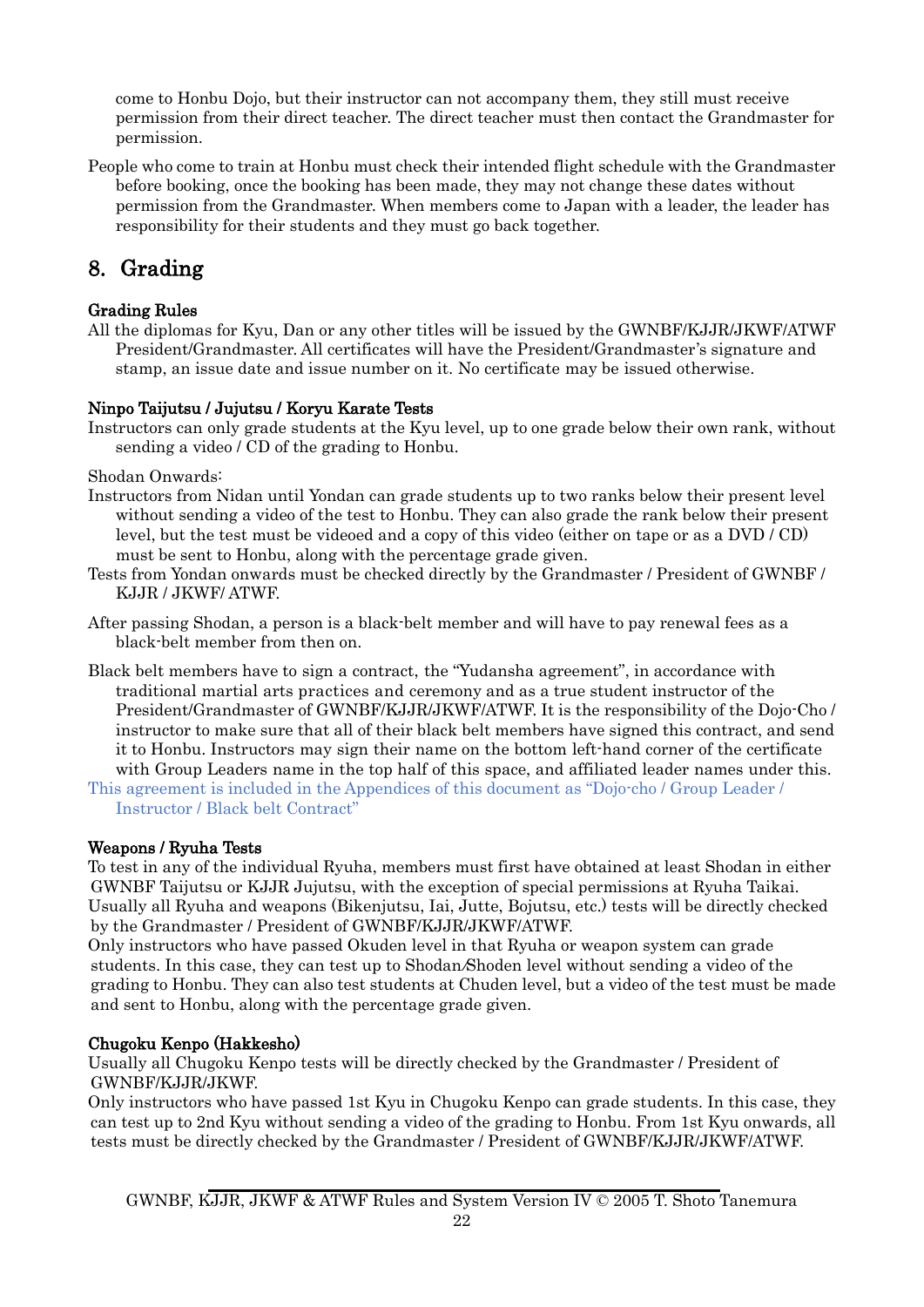come to Honbu Dojo, but their instructor can not accompany them, they still must receive permission from their direct teacher. The direct teacher must then contact the Grandmaster for permission.

People who come to train at Honbu must check their intended flight schedule with the Grandmaster before booking, once the booking has been made, they may not change these dates without permission from the Grandmaster. When members come to Japan with a leader, the leader has responsibility for their students and they must go back together.

## 8. Grading

### Grading Rules

All the diplomas for Kyu, Dan or any other titles will be issued by the GWNBF/KJJR/JKWF/ATWF President/Grandmaster. All certificates will have the President/Grandmaster's signature and stamp, an issue date and issue number on it. No certificate may be issued otherwise.

### Ninpo Taijutsu / Jujutsu / Koryu Karate Tests

Instructors can only grade students at the Kyu level, up to one grade below their own rank, without sending a video / CD of the grading to Honbu.

Shodan Onwards:

Instructors from Nidan until Yondan can grade students up to two ranks below their present level without sending a video of the test to Honbu. They can also grade the rank below their present level, but the test must be videoed and a copy of this video (either on tape or as a DVD / CD) must be sent to Honbu, along with the percentage grade given.

Tests from Yondan onwards must be checked directly by the Grandmaster / President of GWNBF / KJJR / JKWF/ ATWF.

After passing Shodan, a person is a black-belt member and will have to pay renewal fees as a black-belt member from then on.

Black belt members have to sign a contract, the "Yudansha agreement", in accordance with traditional martial arts practices and ceremony and as a true student instructor of the President/Grandmaster of GWNBF/KJJR/JKWF/ATWF. It is the responsibility of the Dojo-Cho / instructor to make sure that all of their black belt members have signed this contract, and send it to Honbu. Instructors may sign their name on the bottom left-hand corner of the certificate with Group Leaders name in the top half of this space, and affiliated leader names under this.

This agreement is included in the Appendices of this document as "Dojo-cho / Group Leader / Instructor / Black belt Contract"

### Weapons / Ryuha Tests

To test in any of the individual Ryuha, members must first have obtained at least Shodan in either GWNBF Taijutsu or KJJR Jujutsu, with the exception of special permissions at Ryuha Taikai. Usually all Ryuha and weapons (Bikenjutsu, Iai, Jutte, Bojutsu, etc.) tests will be directly checked by the Grandmaster / President of GWNBF/KJJR/JKWF/ATWF.

Only instructors who have passed Okuden level in that Ryuha or weapon system can grade students. In this case, they can test up to Shodan/Shoden level without sending a video of the grading to Honbu. They can also test students at Chuden level, but a video of the test must be made and sent to Honbu, along with the percentage grade given.

### Chugoku Kenpo (Hakkesho)

Usually all Chugoku Kenpo tests will be directly checked by the Grandmaster / President of GWNBF/KJJR/JKWF.

Only instructors who have passed 1st Kyu in Chugoku Kenpo can grade students. In this case, they can test up to 2nd Kyu without sending a video of the grading to Honbu. From 1st Kyu onwards, all tests must be directly checked by the Grandmaster / President of GWNBF/KJJR/JKWF/ATWF.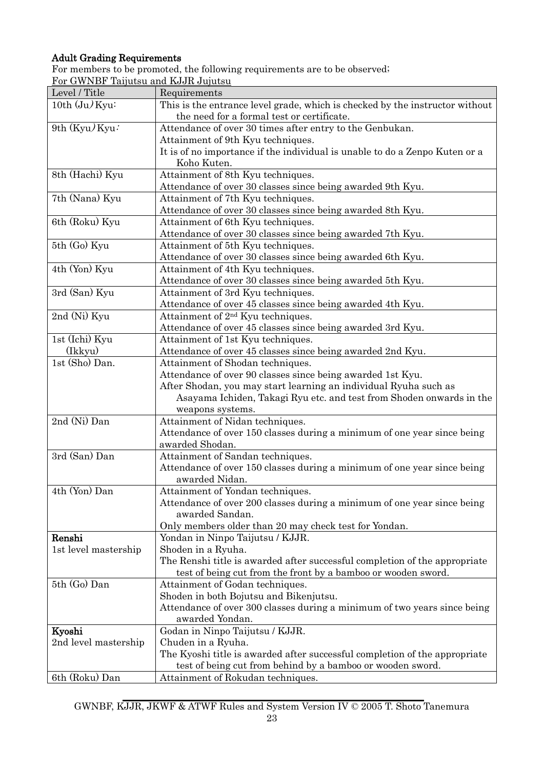**Adult Grading Requirements**

For members to be promoted, the following requirements are to be observed;

For GWNBF Taijutsu and KJJR Jujutsu

| Level / Title | Requirements |
|---|---|
| 10th (Ju) Kyu: | This is the entrance level grade, which is checked by the instructor without the need for a formal test or certificate. |
| 9th (Kyu) Kyu: | Attendance of over 30 times after entry to the Genbukan.<br>Attainment of 9th Kyu techniques.<br>It is of no importance if the individual is unable to do a Zenpo Kuten or a Koho Kuten. |
| 8th (Hachi) Kyu | Attainment of 8th Kyu techniques.<br>Attendance of over 30 classes since being awarded 9th Kyu. |
| 7th (Nana) Kyu | Attainment of 7th Kyu techniques.<br>Attendance of over 30 classes since being awarded 8th Kyu. |
| 6th (Roku) Kyu | Attainment of 6th Kyu techniques.<br>Attendance of over 30 classes since being awarded 7th Kyu. |
| 5th (Go) Kyu | Attainment of 5th Kyu techniques.<br>Attendance of over 30 classes since being awarded 6th Kyu. |
| 4th (Yon) Kyu | Attainment of 4th Kyu techniques.<br>Attendance of over 30 classes since being awarded 5th Kyu. |
| 3rd (San) Kyu | Attainment of 3rd Kyu techniques.<br>Attendance of over 45 classes since being awarded 4th Kyu. |
| 2nd (Ni) Kyu | Attainment of 2nd Kyu techniques.<br>Attendance of over 45 classes since being awarded 3rd Kyu. |
| 1st (Ichi) Kyu (Ikkyu) | Attainment of 1st Kyu techniques.<br>Attendance of over 45 classes since being awarded 2nd Kyu. |
| 1st (Sho) Dan. | Attainment of Shodan techniques.<br>Attendance of over 90 classes since being awarded 1st Kyu.<br>After Shodan, you may start learning an individual Ryuha such as Asayama Ichiden, Takagi Ryu etc. and test from Shoden onwards in the weapons systems. |
| 2nd (Ni) Dan | Attainment of Nidan techniques.<br>Attendance of over 150 classes during a minimum of one year since being awarded Shodan. |
| 3rd (San) Dan | Attainment of Sandan techniques.<br>Attendance of over 150 classes during a minimum of one year since being awarded Nidan. |
| 4th (Yon) Dan | Attainment of Yondan techniques.<br>Attendance of over 200 classes during a minimum of one year since being awarded Sandan.<br>Only members older than 20 may check test for Yondan. |
| **Renshi**<br>1st level mastership | Yondan in Ninpo Taijutsu / KJJR.<br>Shoden in a Ryuha.<br>The Renshi title is awarded after successful completion of the appropriate test of being cut from the front by a bamboo or wooden sword. |
| 5th (Go) Dan | Attainment of Godan techniques.<br>Shoden in both Bojutsu and Bikenjutsu.<br>Attendance of over 300 classes during a minimum of two years since being awarded Yondan. |
| **Kyoshi**<br>2nd level mastership | Godan in Ninpo Taijutsu / KJJR.<br>Chuden in a Ryuha.<br>The Kyoshi title is awarded after successful completion of the appropriate test of being cut from behind by a bamboo or wooden sword. |
| 6th (Roku) Dan | Attainment of Rokudan techniques. |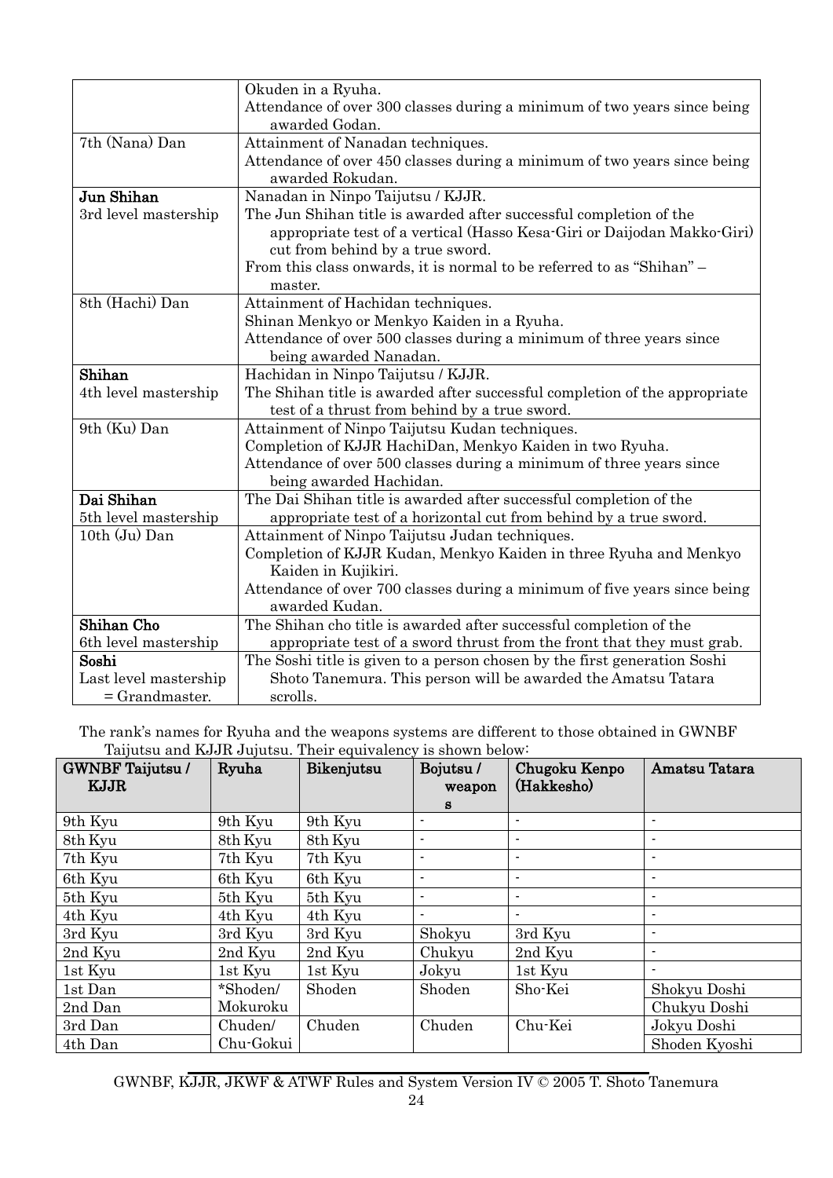| | |
|---|---|
| | Okuden in a Ryuha.<br>Attendance of over 300 classes during a minimum of two years since being awarded Godan. |
| 7th (Nana) Dan | Attainment of Nanadan techniques.<br>Attendance of over 450 classes during a minimum of two years since being awarded Rokudan. |
| **Jun Shihan**<br>3rd level mastership | Nanadan in Ninpo Taijutsu / KJJR.<br>The Jun Shihan title is awarded after successful completion of the appropriate test of a vertical (Hasso Kesa-Giri or Daijodan Makko-Giri) cut from behind by a true sword.<br>From this class onwards, it is normal to be referred to as "Shihan" – master. |
| 8th (Hachi) Dan | Attainment of Hachidan techniques.<br>Shinan Menkyo or Menkyo Kaiden in a Ryuha.<br>Attendance of over 500 classes during a minimum of three years since being awarded Nanadan. |
| **Shihan**<br>4th level mastership | Hachidan in Ninpo Taijutsu / KJJR.<br>The Shihan title is awarded after successful completion of the appropriate test of a thrust from behind by a true sword. |
| 9th (Ku) Dan | Attainment of Ninpo Taijutsu Kudan techniques.<br>Completion of KJJR HachiDan, Menkyo Kaiden in two Ryuha.<br>Attendance of over 500 classes during a minimum of three years since being awarded Hachidan. |
| **Dai Shihan**<br>5th level mastership | The Dai Shihan title is awarded after successful completion of the appropriate test of a horizontal cut from behind by a true sword. |
| 10th (Ju) Dan | Attainment of Ninpo Taijutsu Judan techniques.<br>Completion of KJJR Kudan, Menkyo Kaiden in three Ryuha and Menkyo Kaiden in Kujikiri.<br>Attendance of over 700 classes during a minimum of five years since being awarded Kudan. |
| **Shihan Cho**<br>6th level mastership | The Shihan cho title is awarded after successful completion of the appropriate test of a sword thrust from the front that they must grab. |
| **Soshi**<br>Last level mastership = Grandmaster. | The Soshi title is given to a person chosen by the first generation Soshi Shoto Tanemura. This person will be awarded the Amatsu Tatara scrolls. |

The rank's names for Ryuha and the weapons systems are different to those obtained in GWNBF Taijutsu and KJJR Jujutsu. Their equivalency is shown below:

| GWNBF Taijutsu / KJJR | Ryuha | Bikenjutsu | Bojutsu / weapons | Chugoku Kenpo (Hakkesho) | Amatsu Tatara |
|---|---|---|---|---|---|
| 9th Kyu | 9th Kyu | 9th Kyu | - | - | - |
| 8th Kyu | 8th Kyu | 8th Kyu | - | - | - |
| 7th Kyu | 7th Kyu | 7th Kyu | - | - | - |
| 6th Kyu | 6th Kyu | 6th Kyu | - | - | - |
| 5th Kyu | 5th Kyu | 5th Kyu | - | - | - |
| 4th Kyu | 4th Kyu | 4th Kyu | - | - | - |
| 3rd Kyu | 3rd Kyu | 3rd Kyu | Shokyu | 3rd Kyu | - |
| 2nd Kyu | 2nd Kyu | 2nd Kyu | Chukyu | 2nd Kyu | - |
| 1st Kyu | 1st Kyu | 1st Kyu | Jokyu | 1st Kyu | - |
| 1st Dan | *Shoden/ Mokuroku | Shoden | Shoden | Sho-Kei | Shokyu Doshi |
| 2nd Dan | | | | | Chukyu Doshi |
| 3rd Dan | Chuden/ Chu-Gokui | Chuden | Chuden | Chu-Kei | Jokyu Doshi |
| 4th Dan | | | | | Shoden Kyoshi |

GWNBF, KJJR, JKWF & ATWF Rules and System Version IV © 2005 T. Shoto Tanemura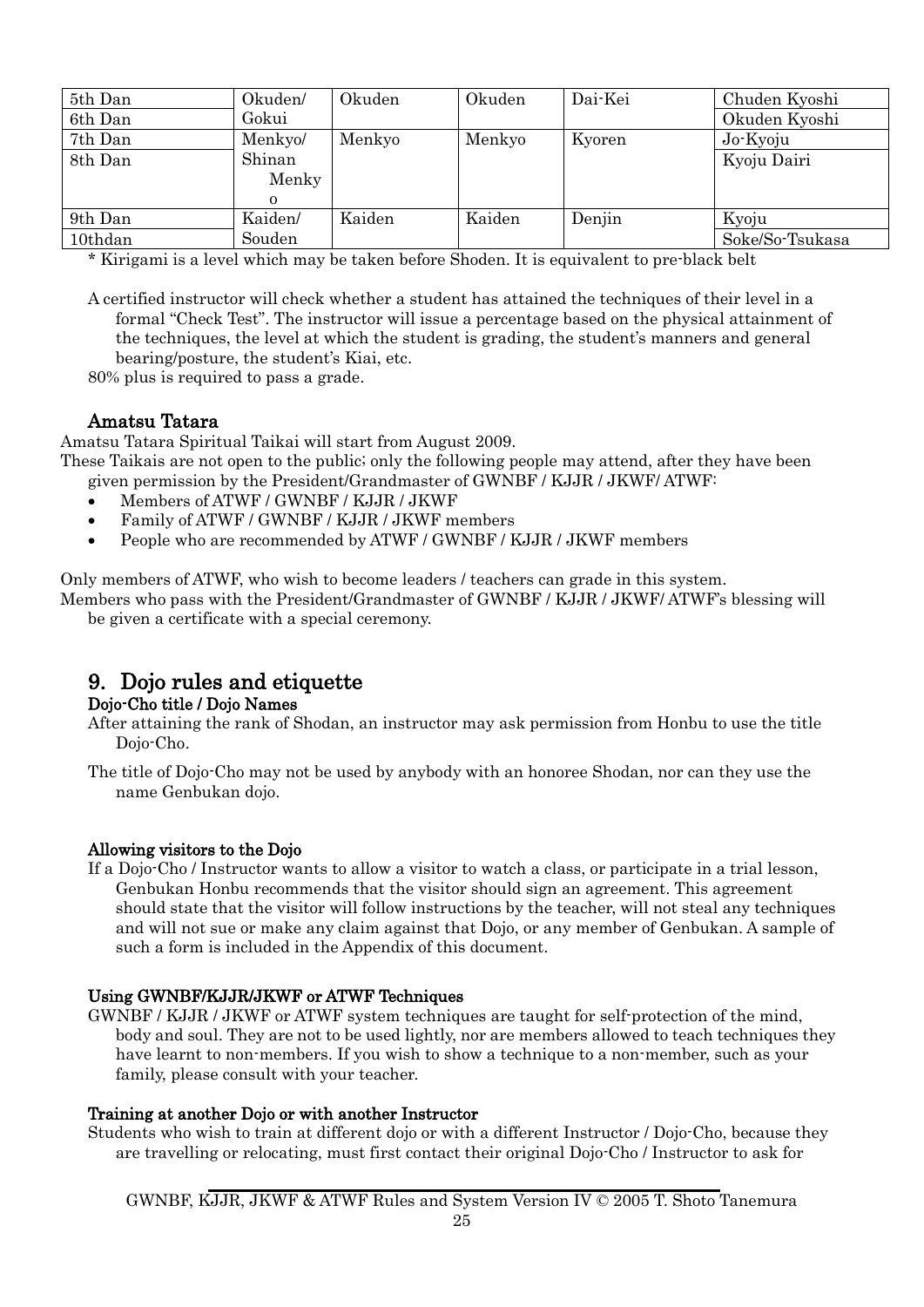| 5th Dan | Okuden/ Gokui | Okuden | Okuden | Dai-Kei | Chuden Kyoshi |
|---|---|---|---|---|---|
| 6th Dan | | | | | Okuden Kyoshi |
| 7th Dan | Menkyo/ Shinan Menkyo | Menkyo | Menkyo | Kyoren | Jo-Kyoju |
| 8th Dan | | | | | Kyoju Dairi |
| 9th Dan | Kaiden/ Souden | Kaiden | Kaiden | Denjin | Kyoju |
| 10thdan | | | | | Soke/So-Tsukasa |

\* Kirigami is a level which may be taken before Shoden. It is equivalent to pre-black belt

A certified instructor will check whether a student has attained the techniques of their level in a formal "Check Test". The instructor will issue a percentage based on the physical attainment of the techniques, the level at which the student is grading, the student's manners and general bearing/posture, the student's Kiai, etc.

80% plus is required to pass a grade.

### Amatsu Tatara

Amatsu Tatara Spiritual Taikai will start from August 2009.

These Taikais are not open to the public; only the following people may attend, after they have been given permission by the President/Grandmaster of GWNBF / KJJR / JKWF/ ATWF:

- Members of ATWF / GWNBF / KJJR / JKWF
- Family of ATWF / GWNBF / KJJR / JKWF members
- People who are recommended by ATWF / GWNBF / KJJR / JKWF members

Only members of ATWF, who wish to become leaders / teachers can grade in this system.

Members who pass with the President/Grandmaster of GWNBF / KJJR / JKWF/ ATWF's blessing will be given a certificate with a special ceremony.

## 9. Dojo rules and etiquette

#### Dojo-Cho title / Dojo Names

After attaining the rank of Shodan, an instructor may ask permission from Honbu to use the title Dojo-Cho.

The title of Dojo-Cho may not be used by anybody with an honoree Shodan, nor can they use the name Genbukan dojo.

#### Allowing visitors to the Dojo

If a Dojo-Cho / Instructor wants to allow a visitor to watch a class, or participate in a trial lesson, Genbukan Honbu recommends that the visitor should sign an agreement. This agreement should state that the visitor will follow instructions by the teacher, will not steal any techniques and will not sue or make any claim against that Dojo, or any member of Genbukan. A sample of such a form is included in the Appendix of this document.

#### Using GWNBF/KJJR/JKWF or ATWF Techniques

GWNBF / KJJR / JKWF or ATWF system techniques are taught for self-protection of the mind, body and soul. They are not to be used lightly, nor are members allowed to teach techniques they have learnt to non-members. If you wish to show a technique to a non-member, such as your family, please consult with your teacher.

#### Training at another Dojo or with another Instructor

Students who wish to train at different dojo or with a different Instructor / Dojo-Cho, because they are travelling or relocating, must first contact their original Dojo-Cho / Instructor to ask for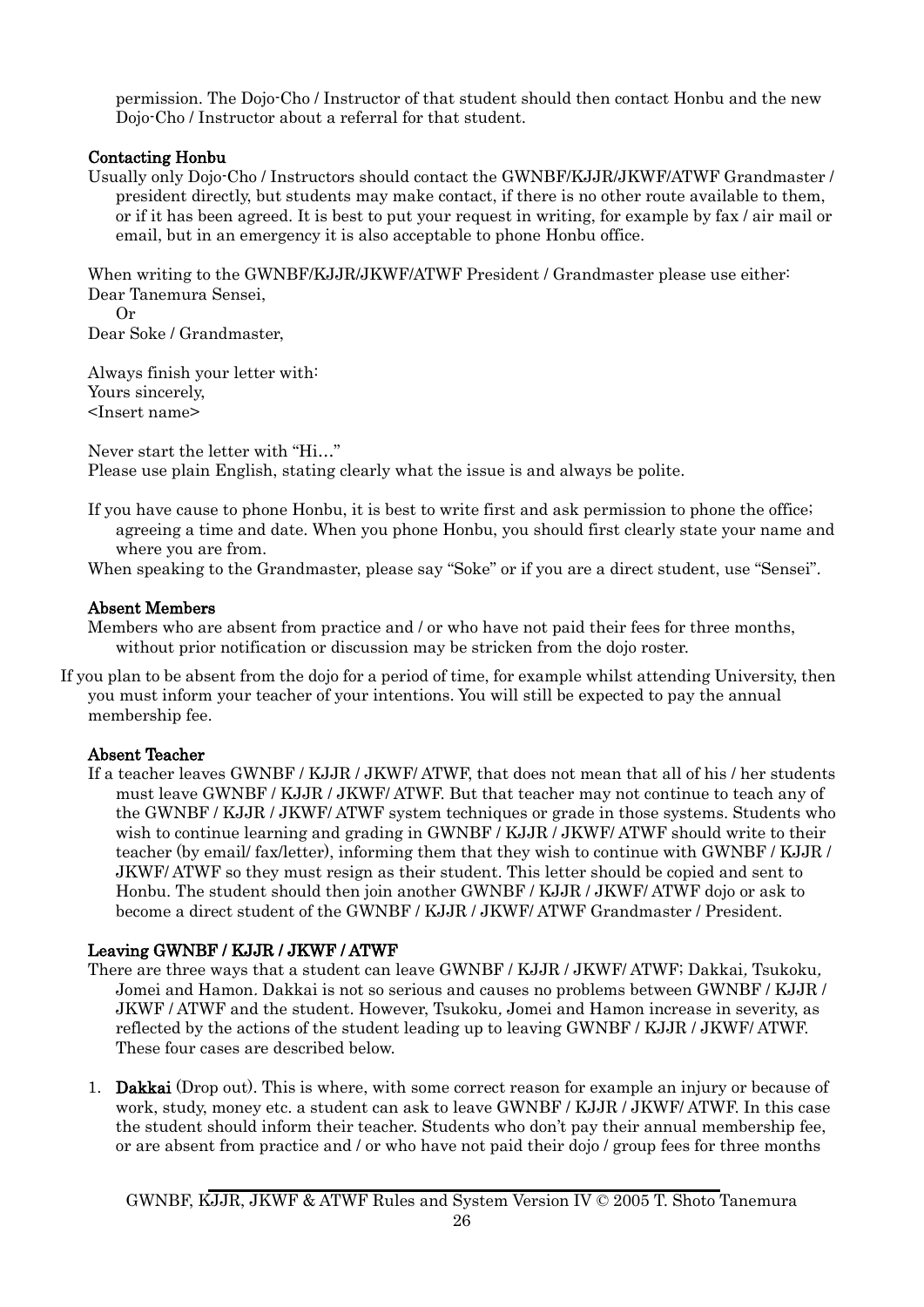permission. The Dojo-Cho / Instructor of that student should then contact Honbu and the new Dojo-Cho / Instructor about a referral for that student.

**Contacting Honbu**

Usually only Dojo-Cho / Instructors should contact the GWNBF/KJJR/JKWF/ATWF Grandmaster / president directly, but students may make contact, if there is no other route available to them, or if it has been agreed. It is best to put your request in writing, for example by fax / air mail or email, but in an emergency it is also acceptable to phone Honbu office.

When writing to the GWNBF/KJJR/JKWF/ATWF President / Grandmaster please use either:
Dear Tanemura Sensei,
Or
Dear Soke / Grandmaster,

Always finish your letter with:
Yours sincerely,
<Insert name>

Never start the letter with "Hi…"
Please use plain English, stating clearly what the issue is and always be polite.

If you have cause to phone Honbu, it is best to write first and ask permission to phone the office; agreeing a time and date. When you phone Honbu, you should first clearly state your name and where you are from.
When speaking to the Grandmaster, please say "Soke" or if you are a direct student, use "Sensei".

**Absent Members**

Members who are absent from practice and / or who have not paid their fees for three months, without prior notification or discussion may be stricken from the dojo roster.

If you plan to be absent from the dojo for a period of time, for example whilst attending University, then you must inform your teacher of your intentions. You will still be expected to pay the annual membership fee.

**Absent Teacher**

If a teacher leaves GWNBF / KJJR / JKWF/ ATWF, that does not mean that all of his / her students must leave GWNBF / KJJR / JKWF/ ATWF. But that teacher may not continue to teach any of the GWNBF / KJJR / JKWF/ ATWF system techniques or grade in those systems. Students who wish to continue learning and grading in GWNBF / KJJR / JKWF/ ATWF should write to their teacher (by email/ fax/letter), informing them that they wish to continue with GWNBF / KJJR / JKWF/ ATWF so they must resign as their student. This letter should be copied and sent to Honbu. The student should then join another GWNBF / KJJR / JKWF/ ATWF dojo or ask to become a direct student of the GWNBF / KJJR / JKWF/ ATWF Grandmaster / President.

**Leaving GWNBF / KJJR / JKWF / ATWF**

There are three ways that a student can leave GWNBF / KJJR / JKWF/ ATWF; Dakkai, Tsukoku, Jomei and Hamon. Dakkai is not so serious and causes no problems between GWNBF / KJJR / JKWF / ATWF and the student. However, Tsukoku, Jomei and Hamon increase in severity, as reflected by the actions of the student leading up to leaving GWNBF / KJJR / JKWF/ ATWF. These four cases are described below.

1. **Dakkai** (Drop out). This is where, with some correct reason for example an injury or because of work, study, money etc. a student can ask to leave GWNBF / KJJR / JKWF/ ATWF. In this case the student should inform their teacher. Students who don't pay their annual membership fee, or are absent from practice and / or who have not paid their dojo / group fees for three months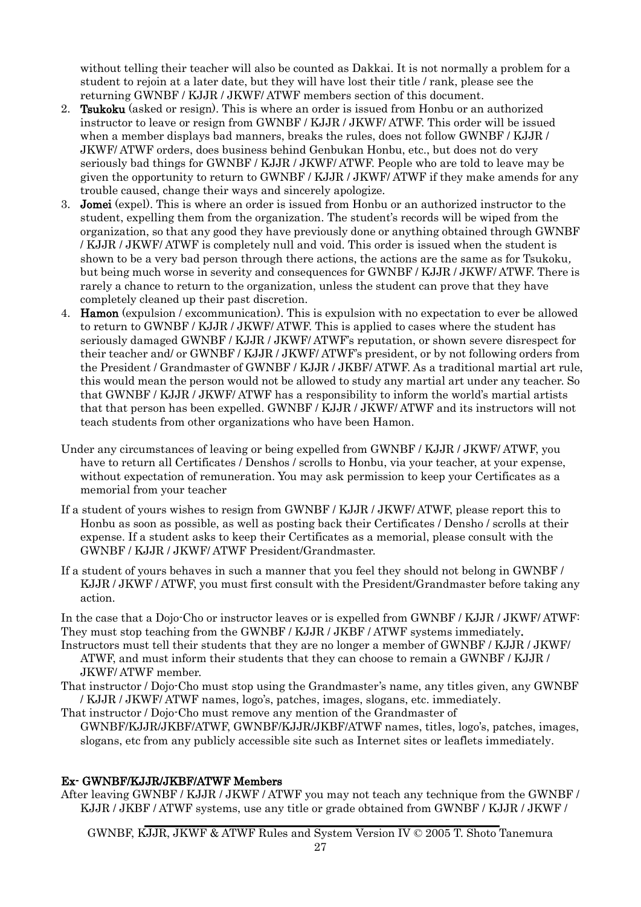without telling their teacher will also be counted as Dakkai. It is not normally a problem for a student to rejoin at a later date, but they will have lost their title / rank, please see the returning GWNBF / KJJR / JKWF/ ATWF members section of this document.

2. **Tsukoku** (asked or resign). This is where an order is issued from Honbu or an authorized instructor to leave or resign from GWNBF / KJJR / JKWF/ ATWF. This order will be issued when a member displays bad manners, breaks the rules, does not follow GWNBF / KJJR / JKWF/ ATWF orders, does business behind Genbukan Honbu, etc., but does not do very seriously bad things for GWNBF / KJJR / JKWF/ ATWF. People who are told to leave may be given the opportunity to return to GWNBF / KJJR / JKWF/ ATWF if they make amends for any trouble caused, change their ways and sincerely apologize.
3. **Jomei** (expel). This is where an order is issued from Honbu or an authorized instructor to the student, expelling them from the organization. The student's records will be wiped from the organization, so that any good they have previously done or anything obtained through GWNBF / KJJR / JKWF/ ATWF is completely null and void. This order is issued when the student is shown to be a very bad person through there actions, the actions are the same as for Tsukoku, but being much worse in severity and consequences for GWNBF / KJJR / JKWF/ ATWF. There is rarely a chance to return to the organization, unless the student can prove that they have completely cleaned up their past discretion.
4. **Hamon** (expulsion / excommunication). This is expulsion with no expectation to ever be allowed to return to GWNBF / KJJR / JKWF/ ATWF. This is applied to cases where the student has seriously damaged GWNBF / KJJR / JKWF/ ATWF's reputation, or shown severe disrespect for their teacher and/ or GWNBF / KJJR / JKWF/ ATWF's president, or by not following orders from the President / Grandmaster of GWNBF / KJJR / JKBF/ ATWF. As a traditional martial art rule, this would mean the person would not be allowed to study any martial art under any teacher. So that GWNBF / KJJR / JKWF/ ATWF has a responsibility to inform the world's martial artists that that person has been expelled. GWNBF / KJJR / JKWF/ ATWF and its instructors will not teach students from other organizations who have been Hamon.

Under any circumstances of leaving or being expelled from GWNBF / KJJR / JKWF/ ATWF, you have to return all Certificates / Denshos / scrolls to Honbu, via your teacher, at your expense, without expectation of remuneration. You may ask permission to keep your Certificates as a memorial from your teacher

If a student of yours wishes to resign from GWNBF / KJJR / JKWF/ ATWF, please report this to Honbu as soon as possible, as well as posting back their Certificates / Densho / scrolls at their expense. If a student asks to keep their Certificates as a memorial, please consult with the GWNBF / KJJR / JKWF/ ATWF President/Grandmaster.

If a student of yours behaves in such a manner that you feel they should not belong in GWNBF / KJJR / JKWF / ATWF, you must first consult with the President/Grandmaster before taking any action.

In the case that a Dojo-Cho or instructor leaves or is expelled from GWNBF / KJJR / JKWF/ ATWF:
They must stop teaching from the GWNBF / KJJR / JKBF / ATWF systems immediately.
Instructors must tell their students that they are no longer a member of GWNBF / KJJR / JKWF/ ATWF, and must inform their students that they can choose to remain a GWNBF / KJJR / JKWF/ ATWF member.
That instructor / Dojo-Cho must stop using the Grandmaster's name, any titles given, any GWNBF / KJJR / JKWF/ ATWF names, logo's, patches, images, slogans, etc. immediately.
That instructor / Dojo-Cho must remove any mention of the Grandmaster of GWNBF/KJJR/JKBF/ATWF, GWNBF/KJJR/JKBF/ATWF names, titles, logo's, patches, images, slogans, etc from any publicly accessible site such as Internet sites or leaflets immediately.

**Ex- GWNBF/KJJR/JKBF/ATWF Members**

After leaving GWNBF / KJJR / JKWF / ATWF you may not teach any technique from the GWNBF / KJJR / JKBF / ATWF systems, use any title or grade obtained from GWNBF / KJJR / JKWF /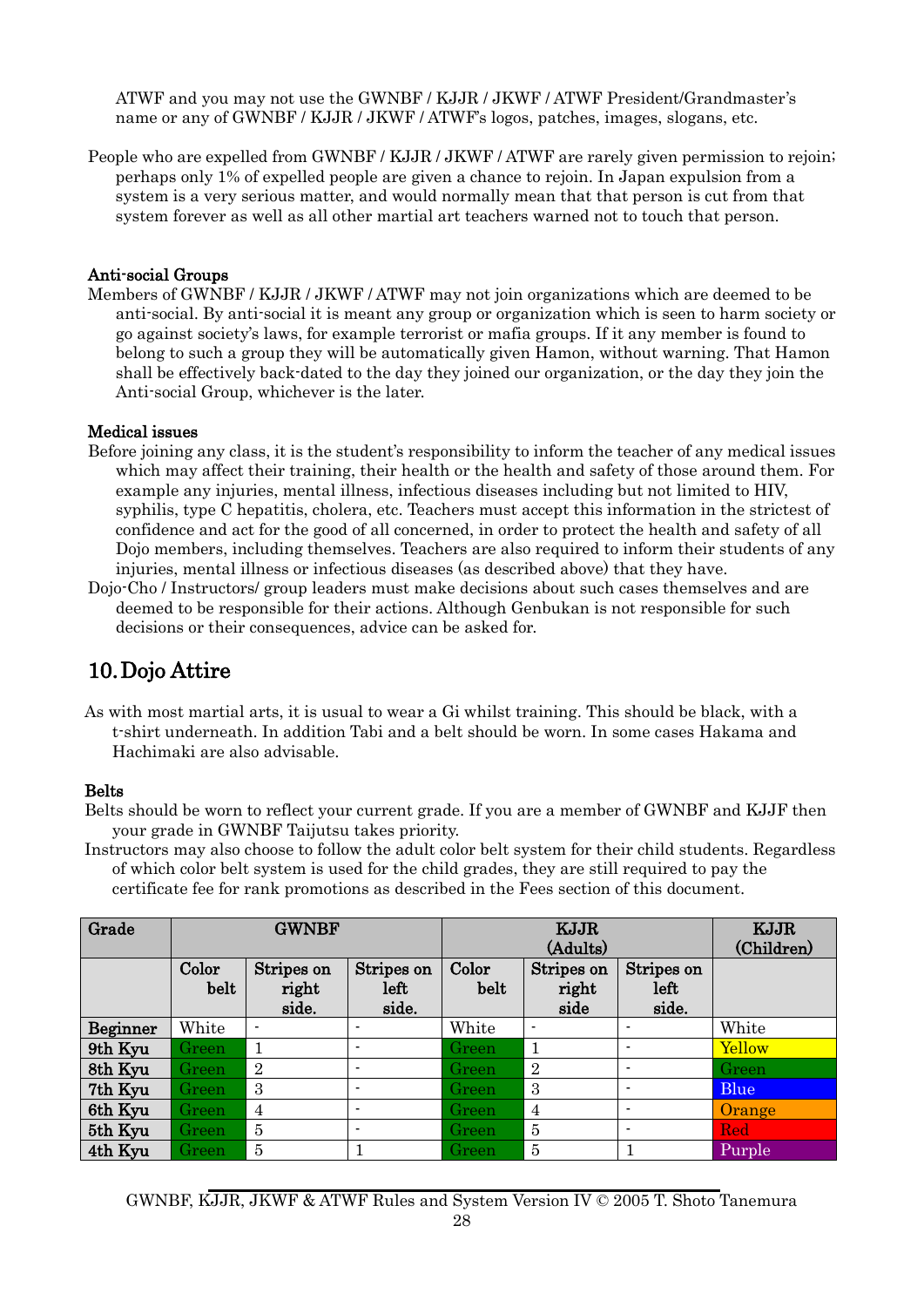ATWF and you may not use the GWNBF / KJJR / JKWF / ATWF President/Grandmaster's name or any of GWNBF / KJJR / JKWF / ATWF's logos, patches, images, slogans, etc.

People who are expelled from GWNBF / KJJR / JKWF / ATWF are rarely given permission to rejoin; perhaps only 1% of expelled people are given a chance to rejoin. In Japan expulsion from a system is a very serious matter, and would normally mean that that person is cut from that system forever as well as all other martial art teachers warned not to touch that person.

**Anti-social Groups**

Members of GWNBF / KJJR / JKWF / ATWF may not join organizations which are deemed to be anti-social. By anti-social it is meant any group or organization which is seen to harm society or go against society's laws, for example terrorist or mafia groups. If it any member is found to belong to such a group they will be automatically given Hamon, without warning. That Hamon shall be effectively back-dated to the day they joined our organization, or the day they join the Anti-social Group, whichever is the later.

**Medical issues**

Before joining any class, it is the student's responsibility to inform the teacher of any medical issues which may affect their training, their health or the health and safety of those around them. For example any injuries, mental illness, infectious diseases including but not limited to HIV, syphilis, type C hepatitis, cholera, etc. Teachers must accept this information in the strictest of confidence and act for the good of all concerned, in order to protect the health and safety of all Dojo members, including themselves. Teachers are also required to inform their students of any injuries, mental illness or infectious diseases (as described above) that they have.

Dojo-Cho / Instructors/ group leaders must make decisions about such cases themselves and are deemed to be responsible for their actions. Although Genbukan is not responsible for such decisions or their consequences, advice can be asked for.

## 10. Dojo Attire

As with most martial arts, it is usual to wear a Gi whilst training. This should be black, with a t-shirt underneath. In addition Tabi and a belt should be worn. In some cases Hakama and Hachimaki are also advisable.

**Belts**

Belts should be worn to reflect your current grade. If you are a member of GWNBF and KJJF then your grade in GWNBF Taijutsu takes priority.

Instructors may also choose to follow the adult color belt system for their child students. Regardless of which color belt system is used for the child grades, they are still required to pay the certificate fee for rank promotions as described in the Fees section of this document.

| Grade | GWNBF | | | KJJR (Adults) | | | KJJR (Children) |
|---|---|---|---|---|---|---|---|
| | Color belt | Stripes on right side. | Stripes on left side. | Color belt | Stripes on right side | Stripes on left side. | |
| Beginner | White | - | - | White | - | - | White |
| 9th Kyu | Green | 1 | - | Green | 1 | - | Yellow |
| 8th Kyu | Green | 2 | - | Green | 2 | - | Green |
| 7th Kyu | Green | 3 | - | Green | 3 | - | Blue |
| 6th Kyu | Green | 4 | - | Green | 4 | - | Orange |
| 5th Kyu | Green | 5 | - | Green | 5 | - | Red |
| 4th Kyu | Green | 5 | 1 | Green | 5 | 1 | Purple |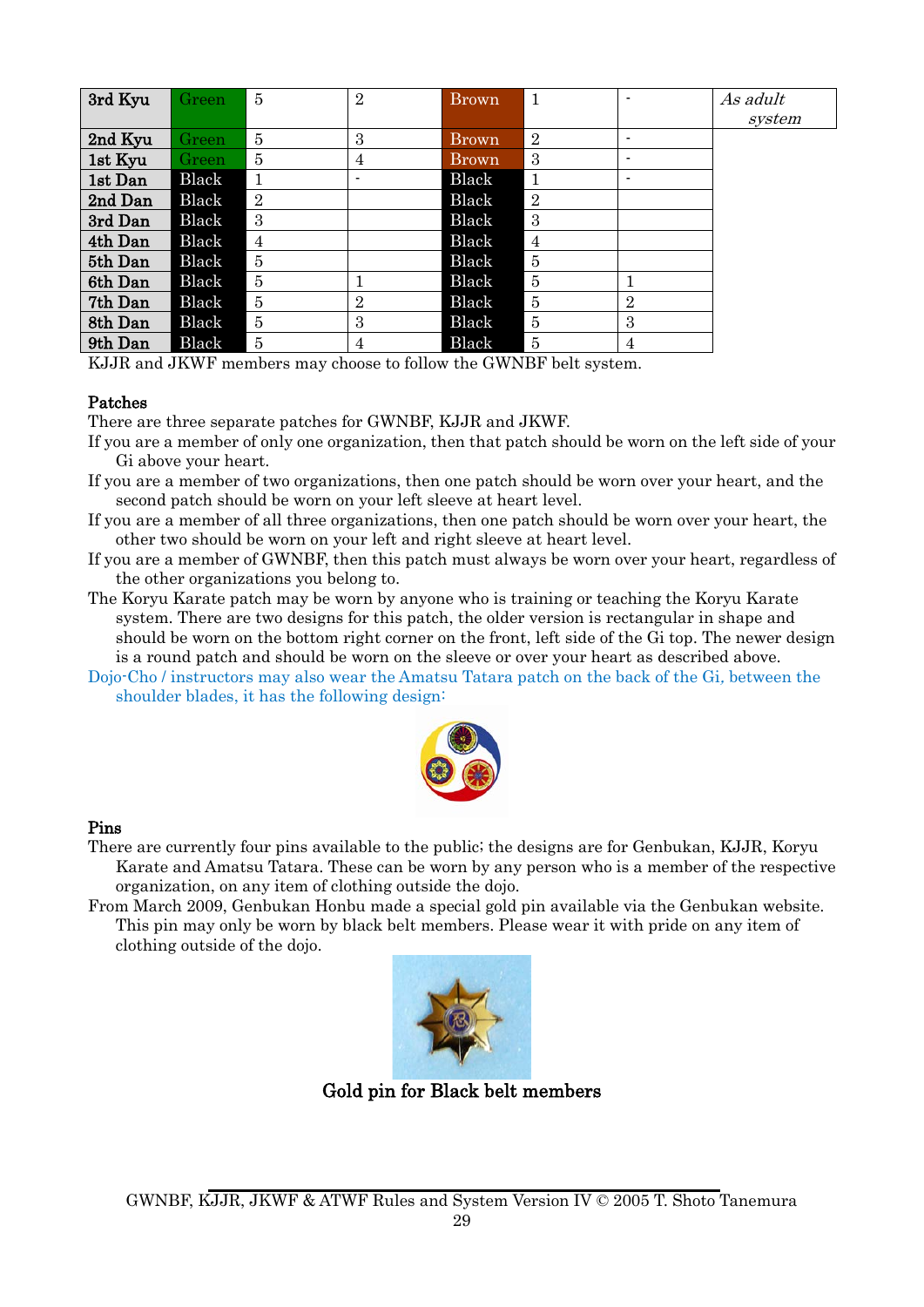| 3rd Kyu | Green | 5 | 2 | Brown | 1 | - | *As adult system* |
|---|---|---|---|---|---|---|---|
| 2nd Kyu | Green | 5 | 3 | Brown | 2 | - | |
| 1st Kyu | Green | 5 | 4 | Brown | 3 | - | |
| 1st Dan | Black | 1 | - | Black | 1 | - | |
| 2nd Dan | Black | 2 | | Black | 2 | | |
| 3rd Dan | Black | 3 | | Black | 3 | | |
| 4th Dan | Black | 4 | | Black | 4 | | |
| 5th Dan | Black | 5 | | Black | 5 | | |
| 6th Dan | Black | 5 | 1 | Black | 5 | 1 | |
| 7th Dan | Black | 5 | 2 | Black | 5 | 2 | |
| 8th Dan | Black | 5 | 3 | Black | 5 | 3 | |
| 9th Dan | Black | 5 | 4 | Black | 5 | 4 | |

KJJR and JKWF members may choose to follow the GWNBF belt system.

**Patches**

There are three separate patches for GWNBF, KJJR and JKWF.

If you are a member of only one organization, then that patch should be worn on the left side of your Gi above your heart.

If you are a member of two organizations, then one patch should be worn over your heart, and the second patch should be worn on your left sleeve at heart level.

If you are a member of all three organizations, then one patch should be worn over your heart, the other two should be worn on your left and right sleeve at heart level.

If you are a member of GWNBF, then this patch must always be worn over your heart, regardless of the other organizations you belong to.

The Koryu Karate patch may be worn by anyone who is training or teaching the Koryu Karate system. There are two designs for this patch, the older version is rectangular in shape and should be worn on the bottom right corner on the front, left side of the Gi top. The newer design is a round patch and should be worn on the sleeve or over your heart as described above.

Dojo-Cho / instructors may also wear the Amatsu Tatara patch on the back of the Gi, between the shoulder blades, it has the following design:

**Pins**

There are currently four pins available to the public; the designs are for Genbukan, KJJR, Koryu Karate and Amatsu Tatara. These can be worn by any person who is a member of the respective organization, on any item of clothing outside the dojo.

From March 2009, Genbukan Honbu made a special gold pin available via the Genbukan website. This pin may only be worn by black belt members. Please wear it with pride on any item of clothing outside of the dojo.

**Gold pin for Black belt members**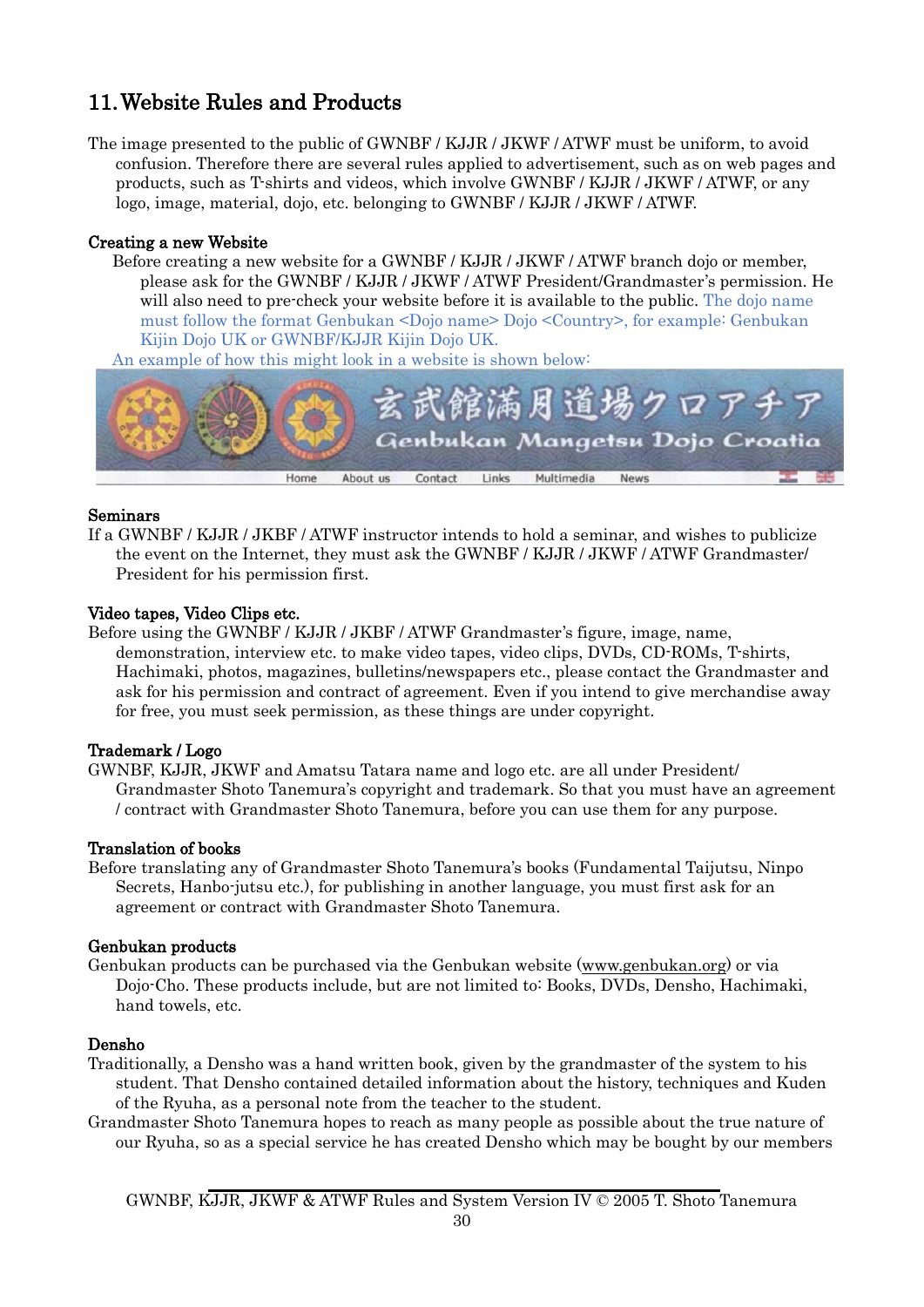## 11. Website Rules and Products

The image presented to the public of GWNBF / KJJR / JKWF / ATWF must be uniform, to avoid confusion. Therefore there are several rules applied to advertisement, such as on web pages and products, such as T-shirts and videos, which involve GWNBF / KJJR / JKWF / ATWF, or any logo, image, material, dojo, etc. belonging to GWNBF / KJJR / JKWF / ATWF.

### Creating a new Website

Before creating a new website for a GWNBF / KJJR / JKWF / ATWF branch dojo or member, please ask for the GWNBF / KJJR / JKWF / ATWF President/Grandmaster's permission. He will also need to pre-check your website before it is available to the public. The dojo name must follow the format Genbukan <Dojo name> Dojo <Country>, for example: Genbukan Kijin Dojo UK or GWNBF/KJJR Kijin Dojo UK.

An example of how this might look in a website is shown below:

玄武館満月道場クロアチア
Genbukan Mangetsu Dojo Croatia
Home About us Contact Links Multimedia News

### Seminars

If a GWNBF / KJJR / JKBF / ATWF instructor intends to hold a seminar, and wishes to publicize the event on the Internet, they must ask the GWNBF / KJJR / JKWF / ATWF Grandmaster/ President for his permission first.

### Video tapes, Video Clips etc.

Before using the GWNBF / KJJR / JKBF / ATWF Grandmaster's figure, image, name, demonstration, interview etc. to make video tapes, video clips, DVDs, CD-ROMs, T-shirts, Hachimaki, photos, magazines, bulletins/newspapers etc., please contact the Grandmaster and ask for his permission and contract of agreement. Even if you intend to give merchandise away for free, you must seek permission, as these things are under copyright.

### Trademark / Logo

GWNBF, KJJR, JKWF and Amatsu Tatara name and logo etc. are all under President/ Grandmaster Shoto Tanemura's copyright and trademark. So that you must have an agreement / contract with Grandmaster Shoto Tanemura, before you can use them for any purpose.

### Translation of books

Before translating any of Grandmaster Shoto Tanemura's books (Fundamental Taijutsu, Ninpo Secrets, Hanbo-jutsu etc.), for publishing in another language, you must first ask for an agreement or contract with Grandmaster Shoto Tanemura.

### Genbukan products

Genbukan products can be purchased via the Genbukan website (www.genbukan.org) or via Dojo-Cho. These products include, but are not limited to: Books, DVDs, Densho, Hachimaki, hand towels, etc.

### Densho

Traditionally, a Densho was a hand written book, given by the grandmaster of the system to his student. That Densho contained detailed information about the history, techniques and Kuden of the Ryuha, as a personal note from the teacher to the student.

Grandmaster Shoto Tanemura hopes to reach as many people as possible about the true nature of our Ryuha, so as a special service he has created Densho which may be bought by our members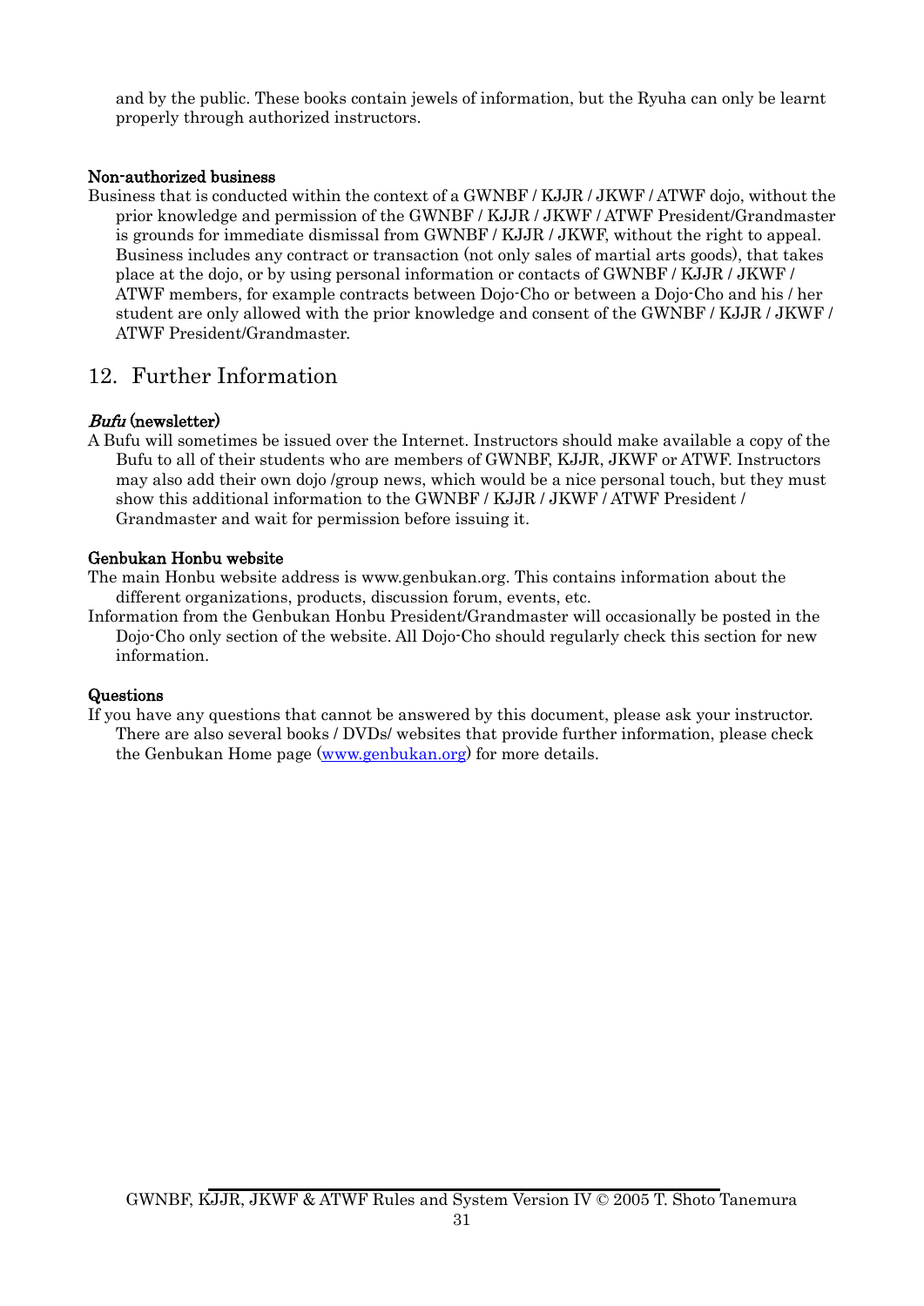and by the public. These books contain jewels of information, but the Ryuha can only be learnt properly through authorized instructors.

**Non-authorized business**

Business that is conducted within the context of a GWNBF / KJJR / JKWF / ATWF dojo, without the prior knowledge and permission of the GWNBF / KJJR / JKWF / ATWF President/Grandmaster is grounds for immediate dismissal from GWNBF / KJJR / JKWF, without the right to appeal. Business includes any contract or transaction (not only sales of martial arts goods), that takes place at the dojo, or by using personal information or contacts of GWNBF / KJJR / JKWF / ATWF members, for example contracts between Dojo-Cho or between a Dojo-Cho and his / her student are only allowed with the prior knowledge and consent of the GWNBF / KJJR / JKWF / ATWF President/Grandmaster.

## 12. Further Information

***Bufu* (newsletter)**

A Bufu will sometimes be issued over the Internet. Instructors should make available a copy of the Bufu to all of their students who are members of GWNBF, KJJR, JKWF or ATWF. Instructors may also add their own dojo /group news, which would be a nice personal touch, but they must show this additional information to the GWNBF / KJJR / JKWF / ATWF President / Grandmaster and wait for permission before issuing it.

**Genbukan Honbu website**

The main Honbu website address is www.genbukan.org. This contains information about the different organizations, products, discussion forum, events, etc.

Information from the Genbukan Honbu President/Grandmaster will occasionally be posted in the Dojo-Cho only section of the website. All Dojo-Cho should regularly check this section for new information.

**Questions**

If you have any questions that cannot be answered by this document, please ask your instructor. There are also several books / DVDs/ websites that provide further information, please check the Genbukan Home page (www.genbukan.org) for more details.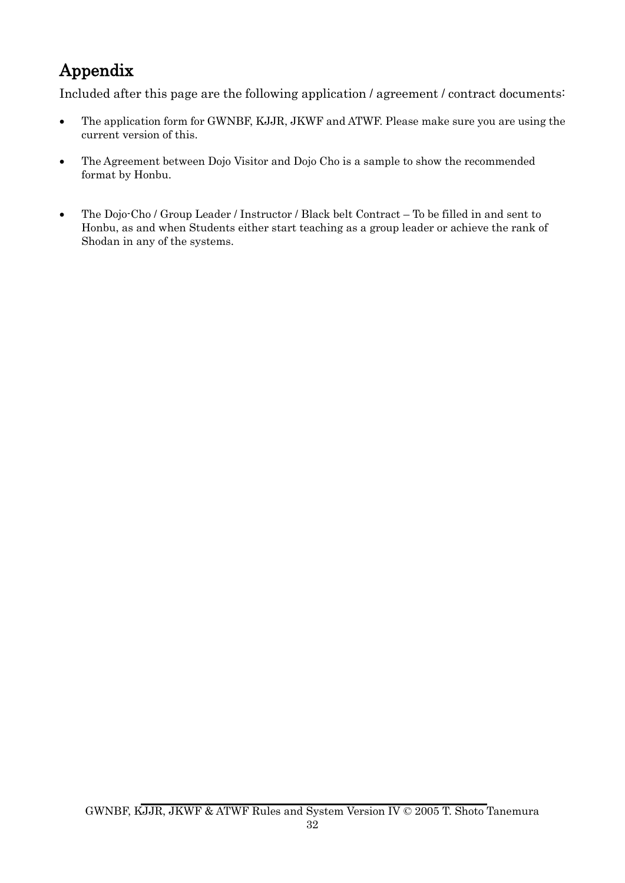# Appendix

Included after this page are the following application / agreement / contract documents:

- The application form for GWNBF, KJJR, JKWF and ATWF. Please make sure you are using the current version of this.
- The Agreement between Dojo Visitor and Dojo Cho is a sample to show the recommended format by Honbu.
- The Dojo-Cho / Group Leader / Instructor / Black belt Contract – To be filled in and sent to Honbu, as and when Students either start teaching as a group leader or achieve the rank of Shodan in any of the systems.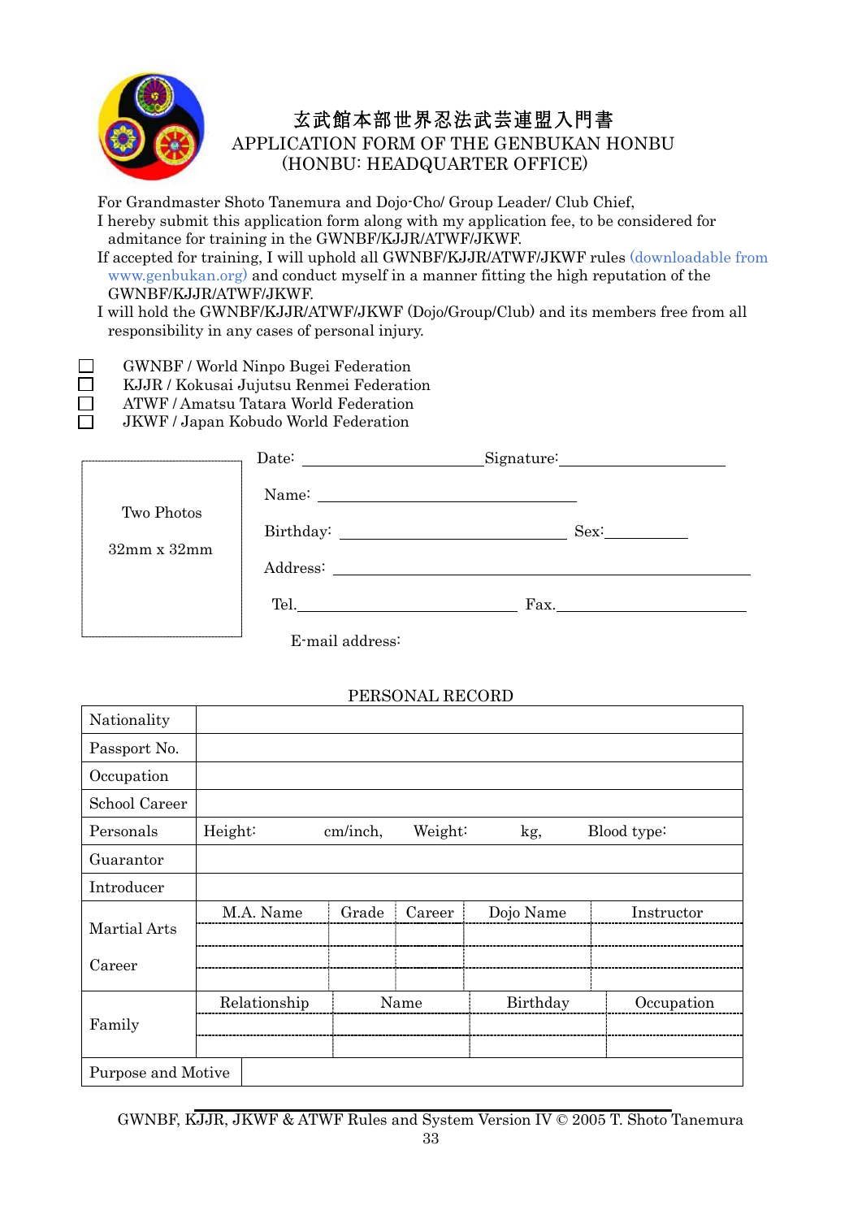# 玄武館本部世界忍法武芸連盟入門書

# APPLICATION FORM OF THE GENBUKAN HONBU (HONBU: HEADQUARTER OFFICE)

For Grandmaster Shoto Tanemura and Dojo-Cho/ Group Leader/ Club Chief,

I hereby submit this application form along with my application fee, to be considered for admitance for training in the GWNBF/KJJR/ATWF/JKWF.

If accepted for training, I will uphold all GWNBF/KJJR/ATWF/JKWF rules (downloadable from www.genbukan.org) and conduct myself in a manner fitting the high reputation of the GWNBF/KJJR/ATWF/JKWF.

I will hold the GWNBF/KJJR/ATWF/JKWF (Dojo/Group/Club) and its members free from all responsibility in any cases of personal injury.

- ☐ GWNBF / World Ninpo Bugei Federation
- ☐ KJJR / Kokusai Jujutsu Renmei Federation
- ☐ ATWF / Amatsu Tatara World Federation
- ☐ JKWF / Japan Kobudo World Federation

Two Photos

32mm x 32mm

Date: ____________________ Signature: ____________________

Name: ______________________________

Birthday: ______________________________ Sex: __________

Address: ____________________________________________

Tel. ______________________________ Fax. ______________________________

E-mail address:

## PERSONAL RECORD

| | | | | | |
|---|---|---|---|---|---|
| Nationality | | | | | |
| Passport No. | | | | | |
| Occupation | | | | | |
| School Career | | | | | |
| Personals | Height: cm/inch, | Weight: kg, | Blood type: | | |
| Guarantor | | | | | |
| Introducer | | | | | |
| Martial Arts Career | M.A. Name | Grade | Career | Dojo Name | Instructor |
| | | | | | |
| | | | | | |
| Family | Relationship | Name | Birthday | Occupation | |
| | | | | | |
| | | | | | |
| Purpose and Motive | | | | | |

GWNBF, KJJR, JKWF & ATWF Rules and System Version IV © 2005 T. Shoto Tanemura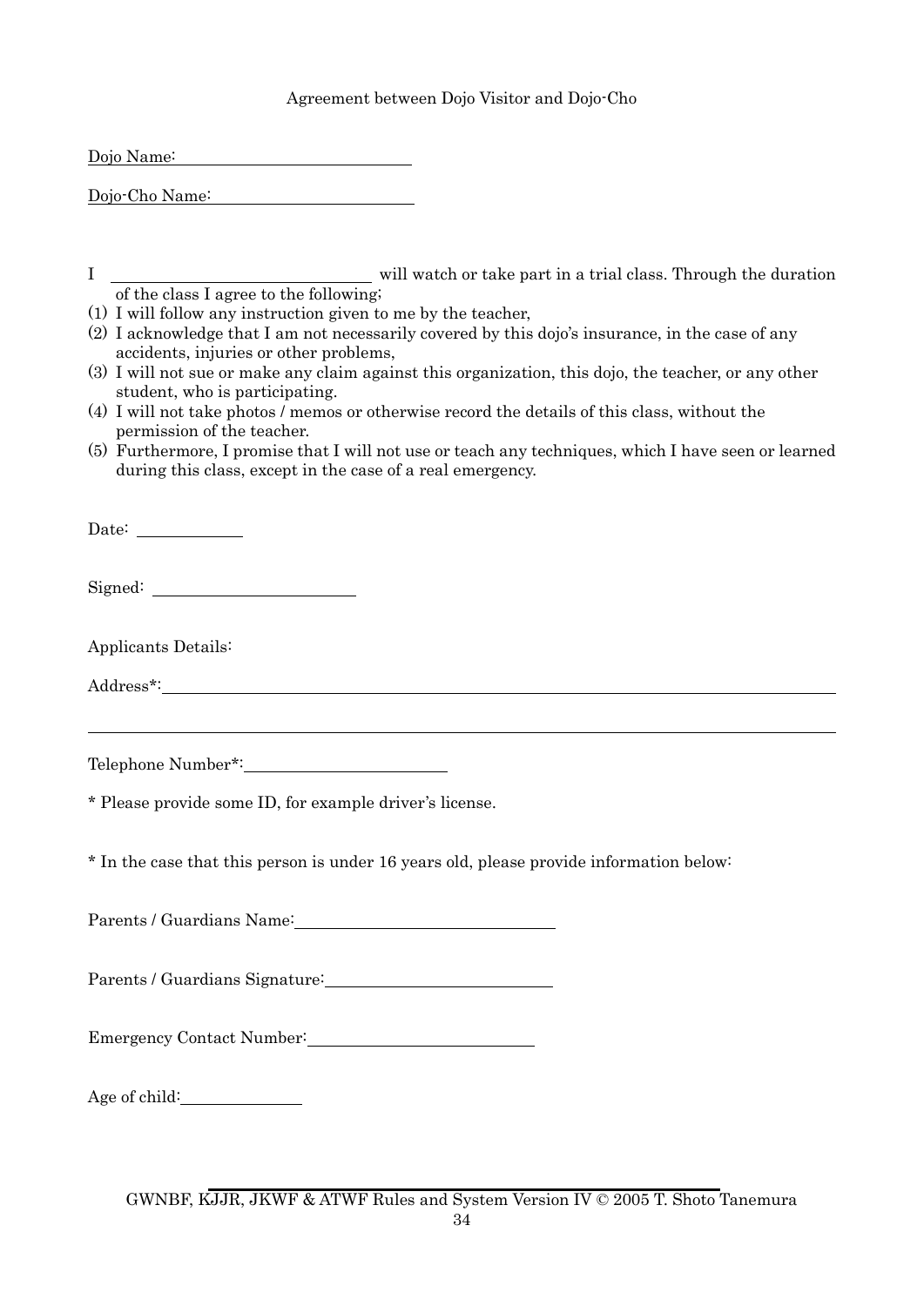Agreement between Dojo Visitor and Dojo-Cho

Dojo Name: ____________________________

Dojo-Cho Name: ________________________

I ________________________________ will watch or take part in a trial class. Through the duration of the class I agree to the following;

(1) I will follow any instruction given to me by the teacher,
(2) I acknowledge that I am not necessarily covered by this dojo's insurance, in the case of any accidents, injuries or other problems,
(3) I will not sue or make any claim against this organization, this dojo, the teacher, or any other student, who is participating.
(4) I will not take photos / memos or otherwise record the details of this class, without the permission of the teacher.
(5) Furthermore, I promise that I will not use or teach any techniques, which I have seen or learned during this class, except in the case of a real emergency.

Date: ____________

Signed: ________________________

Applicants Details:

Address*: ________________________________________________________________

__________________________________________________________________________

Telephone Number*: ________________________

* Please provide some ID, for example driver's license.

* In the case that this person is under 16 years old, please provide information below:

Parents / Guardians Name: ________________________________

Parents / Guardians Signature: ____________________________

Emergency Contact Number: ____________________________

Age of child: ______________

GWNBF, KJJR, JKWF & ATWF Rules and System Version IV © 2005 T. Shoto Tanemura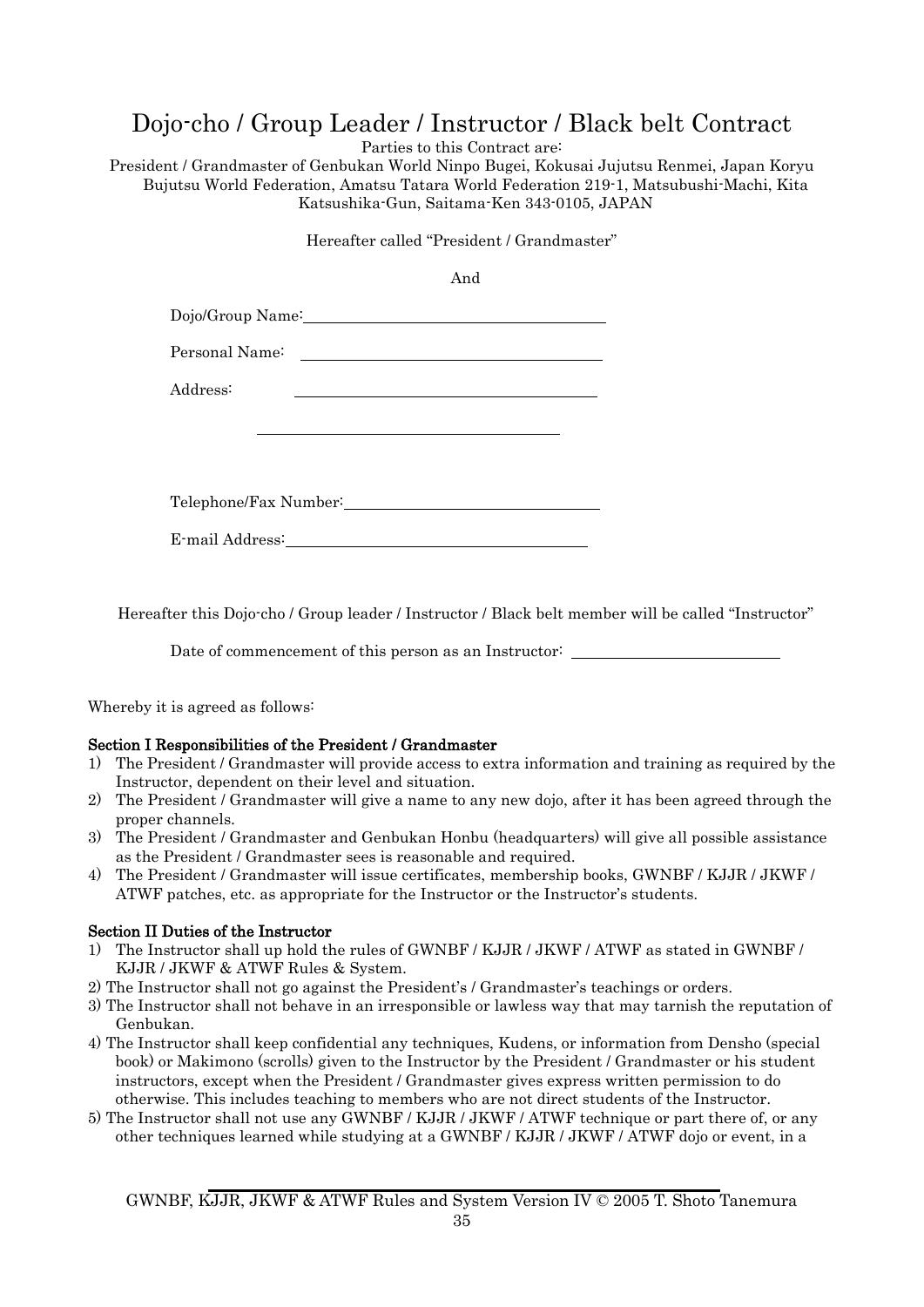# Dojo-cho / Group Leader / Instructor / Black belt Contract

Parties to this Contract are:

President / Grandmaster of Genbukan World Ninpo Bugei, Kokusai Jujutsu Renmei, Japan Koryu Bujutsu World Federation, Amatsu Tatara World Federation 219-1, Matsubushi-Machi, Kita Katsushika-Gun, Saitama-Ken 343-0105, JAPAN

Hereafter called "President / Grandmaster"

And

Dojo/Group Name: ____________________________________

Personal Name: ____________________________________

Address: ____________________________________

____________________________________

Telephone/Fax Number: ______________________________

E-mail Address: ____________________________________

Hereafter this Dojo-cho / Group leader / Instructor / Black belt member will be called "Instructor"

Date of commencement of this person as an Instructor: ________________________

Whereby it is agreed as follows:

**Section I Responsibilities of the President / Grandmaster**

1) The President / Grandmaster will provide access to extra information and training as required by the Instructor, dependent on their level and situation.
2) The President / Grandmaster will give a name to any new dojo, after it has been agreed through the proper channels.
3) The President / Grandmaster and Genbukan Honbu (headquarters) will give all possible assistance as the President / Grandmaster sees is reasonable and required.
4) The President / Grandmaster will issue certificates, membership books, GWNBF / KJJR / JKWF / ATWF patches, etc. as appropriate for the Instructor or the Instructor's students.

**Section II Duties of the Instructor**

1) The Instructor shall up hold the rules of GWNBF / KJJR / JKWF / ATWF as stated in GWNBF / KJJR / JKWF & ATWF Rules & System.
2) The Instructor shall not go against the President's / Grandmaster's teachings or orders.
3) The Instructor shall not behave in an irresponsible or lawless way that may tarnish the reputation of Genbukan.
4) The Instructor shall keep confidential any techniques, Kudens, or information from Densho (special book) or Makimono (scrolls) given to the Instructor by the President / Grandmaster or his student instructors, except when the President / Grandmaster gives express written permission to do otherwise. This includes teaching to members who are not direct students of the Instructor.
5) The Instructor shall not use any GWNBF / KJJR / JKWF / ATWF technique or part there of, or any other techniques learned while studying at a GWNBF / KJJR / JKWF / ATWF dojo or event, in a

GWNBF, KJJR, JKWF & ATWF Rules and System Version IV © 2005 T. Shoto Tanemura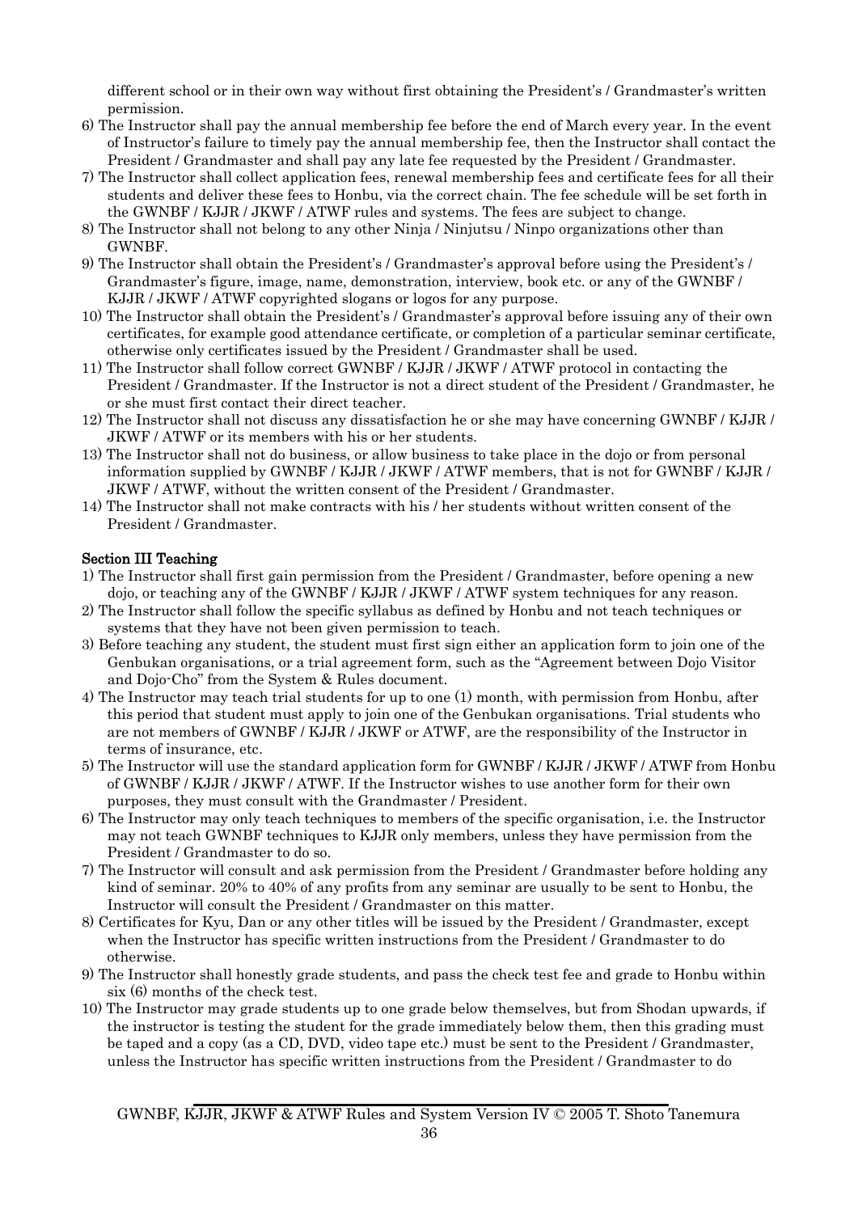different school or in their own way without first obtaining the President's / Grandmaster's written permission.

6) The Instructor shall pay the annual membership fee before the end of March every year. In the event of Instructor's failure to timely pay the annual membership fee, then the Instructor shall contact the President / Grandmaster and shall pay any late fee requested by the President / Grandmaster.
7) The Instructor shall collect application fees, renewal membership fees and certificate fees for all their students and deliver these fees to Honbu, via the correct chain. The fee schedule will be set forth in the GWNBF / KJJR / JKWF / ATWF rules and systems. The fees are subject to change.
8) The Instructor shall not belong to any other Ninja / Ninjutsu / Ninpo organizations other than GWNBF.
9) The Instructor shall obtain the President's / Grandmaster's approval before using the President's / Grandmaster's figure, image, name, demonstration, interview, book etc. or any of the GWNBF / KJJR / JKWF / ATWF copyrighted slogans or logos for any purpose.
10) The Instructor shall obtain the President's / Grandmaster's approval before issuing any of their own certificates, for example good attendance certificate, or completion of a particular seminar certificate, otherwise only certificates issued by the President / Grandmaster shall be used.
11) The Instructor shall follow correct GWNBF / KJJR / JKWF / ATWF protocol in contacting the President / Grandmaster. If the Instructor is not a direct student of the President / Grandmaster, he or she must first contact their direct teacher.
12) The Instructor shall not discuss any dissatisfaction he or she may have concerning GWNBF / KJJR / JKWF / ATWF or its members with his or her students.
13) The Instructor shall not do business, or allow business to take place in the dojo or from personal information supplied by GWNBF / KJJR / JKWF / ATWF members, that is not for GWNBF / KJJR / JKWF / ATWF, without the written consent of the President / Grandmaster.
14) The Instructor shall not make contracts with his / her students without written consent of the President / Grandmaster.

### Section III Teaching

1) The Instructor shall first gain permission from the President / Grandmaster, before opening a new dojo, or teaching any of the GWNBF / KJJR / JKWF / ATWF system techniques for any reason.
2) The Instructor shall follow the specific syllabus as defined by Honbu and not teach techniques or systems that they have not been given permission to teach.
3) Before teaching any student, the student must first sign either an application form to join one of the Genbukan organisations, or a trial agreement form, such as the "Agreement between Dojo Visitor and Dojo-Cho" from the System & Rules document.
4) The Instructor may teach trial students for up to one (1) month, with permission from Honbu, after this period that student must apply to join one of the Genbukan organisations. Trial students who are not members of GWNBF / KJJR / JKWF or ATWF, are the responsibility of the Instructor in terms of insurance, etc.
5) The Instructor will use the standard application form for GWNBF / KJJR / JKWF / ATWF from Honbu of GWNBF / KJJR / JKWF / ATWF. If the Instructor wishes to use another form for their own purposes, they must consult with the Grandmaster / President.
6) The Instructor may only teach techniques to members of the specific organisation, i.e. the Instructor may not teach GWNBF techniques to KJJR only members, unless they have permission from the President / Grandmaster to do so.
7) The Instructor will consult and ask permission from the President / Grandmaster before holding any kind of seminar. 20% to 40% of any profits from any seminar are usually to be sent to Honbu, the Instructor will consult the President / Grandmaster on this matter.
8) Certificates for Kyu, Dan or any other titles will be issued by the President / Grandmaster, except when the Instructor has specific written instructions from the President / Grandmaster to do otherwise.
9) The Instructor shall honestly grade students, and pass the check test fee and grade to Honbu within six (6) months of the check test.
10) The Instructor may grade students up to one grade below themselves, but from Shodan upwards, if the instructor is testing the student for the grade immediately below them, then this grading must be taped and a copy (as a CD, DVD, video tape etc.) must be sent to the President / Grandmaster, unless the Instructor has specific written instructions from the President / Grandmaster to do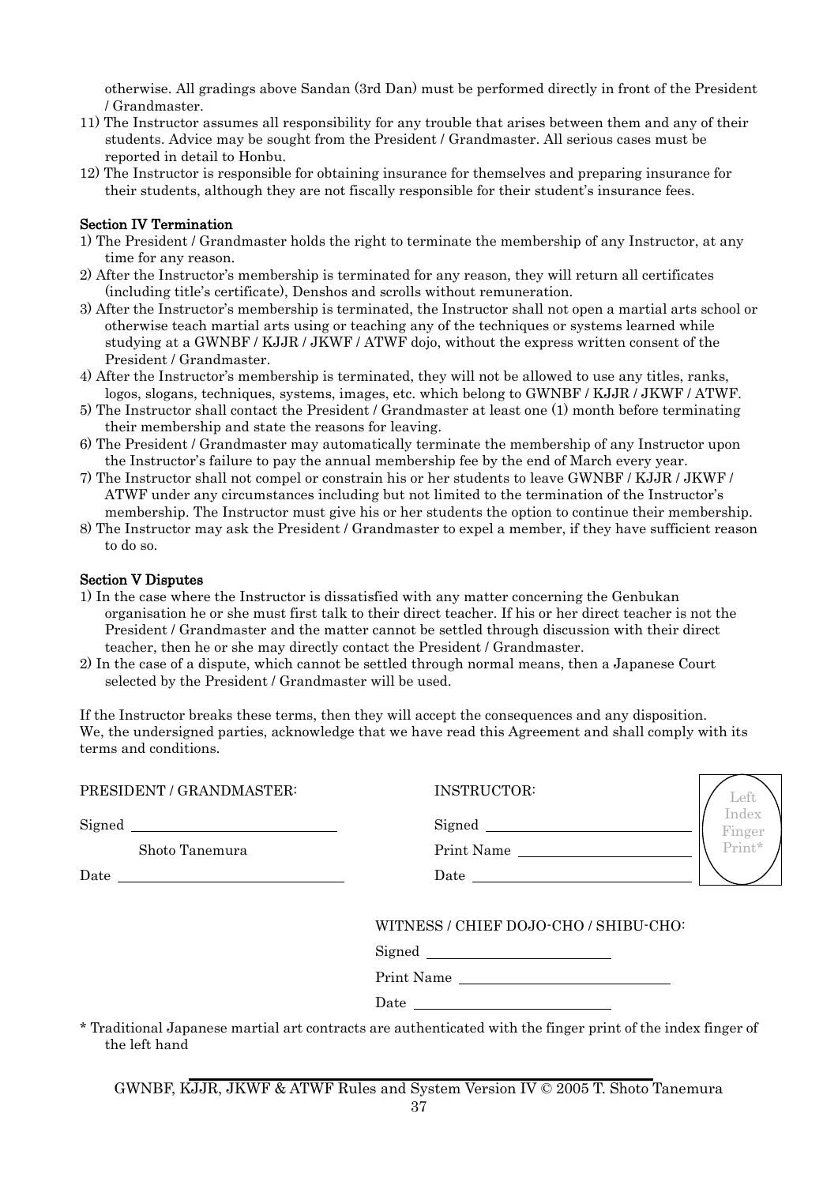otherwise. All gradings above Sandan (3rd Dan) must be performed directly in front of the President / Grandmaster.

11) The Instructor assumes all responsibility for any trouble that arises between them and any of their students. Advice may be sought from the President / Grandmaster. All serious cases must be reported in detail to Honbu.
12) The Instructor is responsible for obtaining insurance for themselves and preparing insurance for their students, although they are not fiscally responsible for their student's insurance fees.

**Section IV Termination**

1) The President / Grandmaster holds the right to terminate the membership of any Instructor, at any time for any reason.
2) After the Instructor's membership is terminated for any reason, they will return all certificates (including title's certificate), Denshos and scrolls without remuneration.
3) After the Instructor's membership is terminated, the Instructor shall not open a martial arts school or otherwise teach martial arts using or teaching any of the techniques or systems learned while studying at a GWNBF / KJJR / JKWF / ATWF dojo, without the express written consent of the President / Grandmaster.
4) After the Instructor's membership is terminated, they will not be allowed to use any titles, ranks, logos, slogans, techniques, systems, images, etc. which belong to GWNBF / KJJR / JKWF / ATWF.
5) The Instructor shall contact the President / Grandmaster at least one (1) month before terminating their membership and state the reasons for leaving.
6) The President / Grandmaster may automatically terminate the membership of any Instructor upon the Instructor's failure to pay the annual membership fee by the end of March every year.
7) The Instructor shall not compel or constrain his or her students to leave GWNBF / KJJR / JKWF / ATWF under any circumstances including but not limited to the termination of the Instructor's membership. The Instructor must give his or her students the option to continue their membership.
8) The Instructor may ask the President / Grandmaster to expel a member, if they have sufficient reason to do so.

**Section V Disputes**

1) In the case where the Instructor is dissatisfied with any matter concerning the Genbukan organisation he or she must first talk to their direct teacher. If his or her direct teacher is not the President / Grandmaster and the matter cannot be settled through discussion with their direct teacher, then he or she may directly contact the President / Grandmaster.
2) In the case of a dispute, which cannot be settled through normal means, then a Japanese Court selected by the President / Grandmaster will be used.

If the Instructor breaks these terms, then they will accept the consequences and any disposition.
We, the undersigned parties, acknowledge that we have read this Agreement and shall comply with its terms and conditions.

PRESIDENT / GRANDMASTER:

Signed ____________________________

Shoto Tanemura

Date ______________________________

INSTRUCTOR:

Signed ____________________________

Print Name _________________________

Date ______________________________

Left Index Finger Print*

WITNESS / CHIEF DOJO-CHO / SHIBU-CHO:

Signed ________________________

Print Name ____________________________

Date ___________________________

* Traditional Japanese martial art contracts are authenticated with the finger print of the index finger of the left hand

GWNBF, KJJR, JKWF & ATWF Rules and System Version IV © 2005 T. Shoto Tanemura